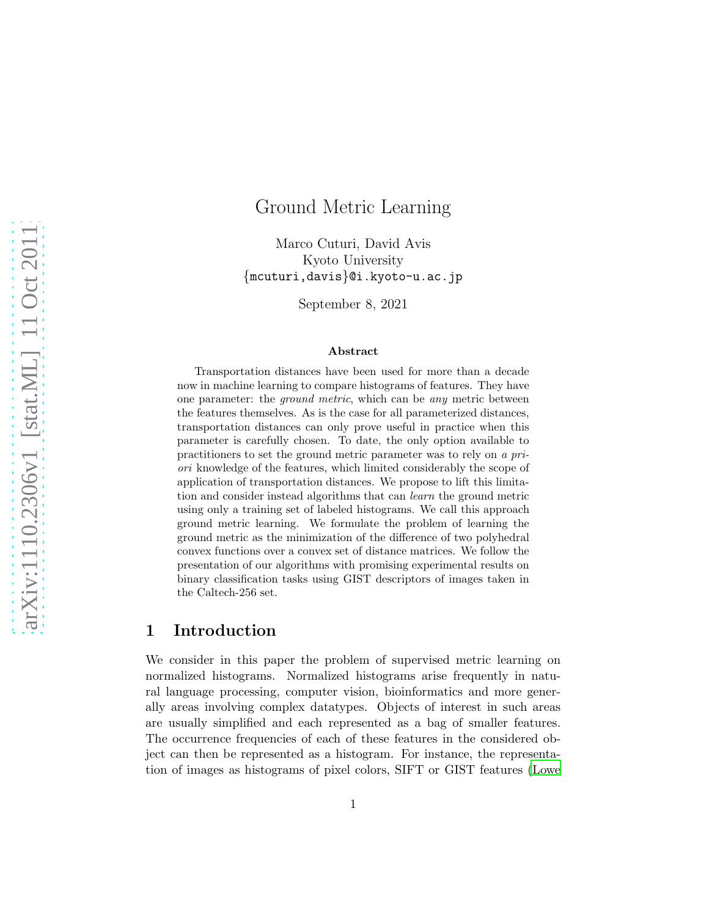# Ground Metric Learning

Marco Cuturi, David Avis
Kyoto University
{mcuturi,davis}@i.kyoto-u.ac.jp

September 8, 2021

### Abstract

Transportation distances have been used for more than a decade now in machine learning to compare histograms of features. They have one parameter: the *ground metric*, which can be *any* metric between the features themselves. As is the case for all parameterized distances, transportation distances can only prove useful in practice when this parameter is carefully chosen. To date, the only option available to practitioners to set the ground metric parameter was to rely on *a priori* knowledge of the features, which limited considerably the scope of application of transportation distances. We propose to lift this limitation and consider instead algorithms that can *learn* the ground metric using only a training set of labeled histograms. We call this approach ground metric learning. We formulate the problem of learning the ground metric as the minimization of the difference of two polyhedral convex functions over a convex set of distance matrices. We follow the presentation of our algorithms with promising experimental results on binary classification tasks using GIST descriptors of images taken in the Caltech-256 set.

## 1 Introduction

We consider in this paper the problem of supervised metric learning on normalized histograms. Normalized histograms arise frequently in natural language processing, computer vision, bioinformatics and more generally areas involving complex datatypes. Objects of interest in such areas are usually simplified and each represented as a bag of smaller features. The occurrence frequencies of each of these features in the considered object can then be represented as a histogram. For instance, the representation of images as histograms of pixel colors, SIFT or GIST features (Lowe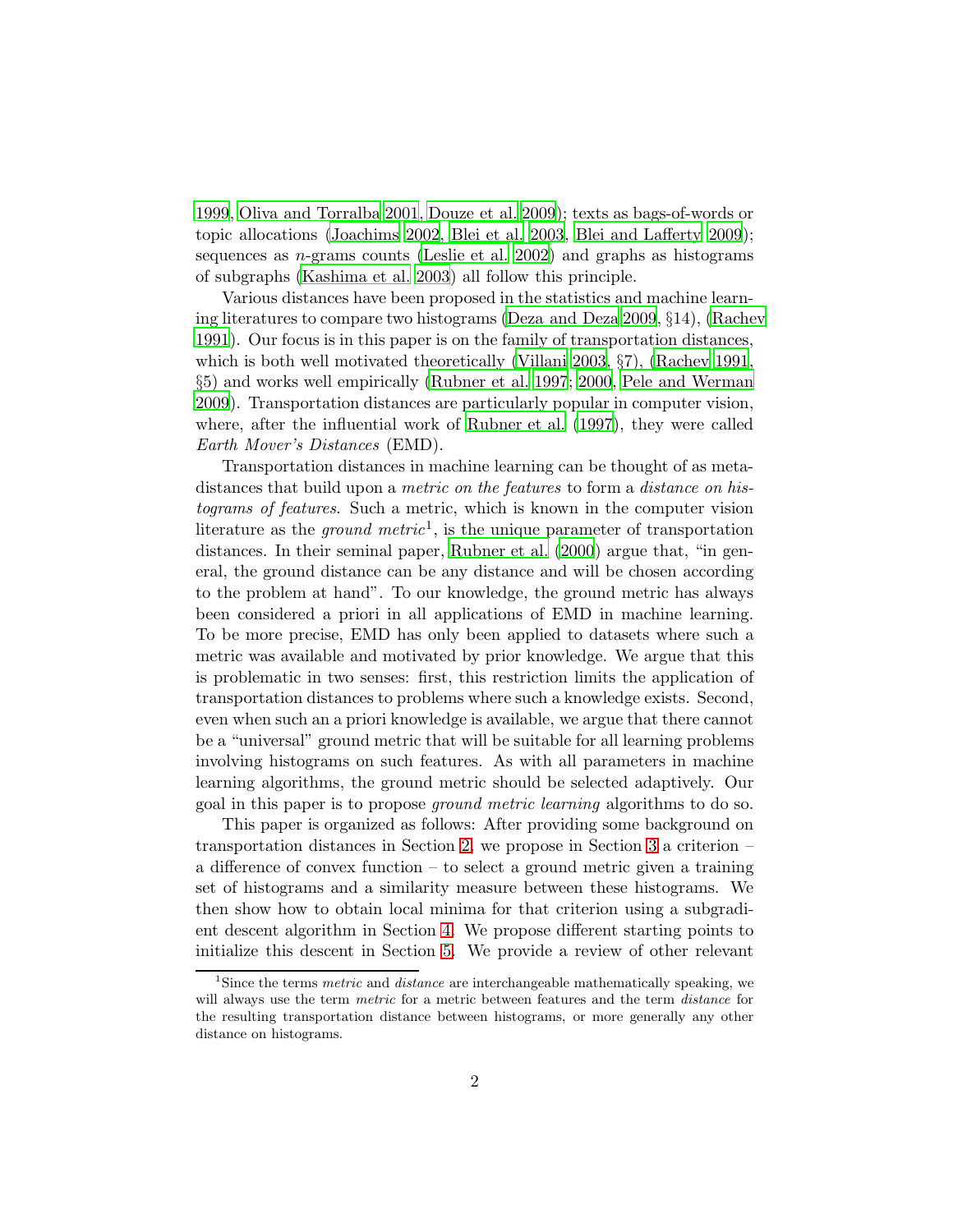1999, Oliva and Torralba 2001, Douze et al. 2009); texts as bags-of-words or topic allocations (Joachims 2002, Blei et al. 2003, Blei and Lafferty 2009); sequences as $n$-grams counts (Leslie et al. 2002) and graphs as histograms of subgraphs (Kashima et al. 2003) all follow this principle.

Various distances have been proposed in the statistics and machine learning literatures to compare two histograms (Deza and Deza 2009, §14), (Rachev 1991). Our focus is in this paper is on the family of transportation distances, which is both well motivated theoretically (Villani 2003, §7), (Rachev 1991, §5) and works well empirically (Rubner et al. 1997; 2000, Pele and Werman 2009). Transportation distances are particularly popular in computer vision, where, after the influential work of Rubner et al. (1997), they were called *Earth Mover's Distances* (EMD).

Transportation distances in machine learning can be thought of as meta-distances that build upon a *metric on the features* to form a *distance on histograms of features*. Such a metric, which is known in the computer vision literature as the *ground metric*[1], is the unique parameter of transportation distances. In their seminal paper, Rubner et al. (2000) argue that, "in general, the ground distance can be any distance and will be chosen according to the problem at hand". To our knowledge, the ground metric has always been considered a priori in all applications of EMD in machine learning. To be more precise, EMD has only been applied to datasets where such a metric was available and motivated by prior knowledge. We argue that this is problematic in two senses: first, this restriction limits the application of transportation distances to problems where such a knowledge exists. Second, even when such an a priori knowledge is available, we argue that there cannot be a "universal" ground metric that will be suitable for all learning problems involving histograms on such features. As with all parameters in machine learning algorithms, the ground metric should be selected adaptively. Our goal in this paper is to propose *ground metric learning* algorithms to do so.

This paper is organized as follows: After providing some background on transportation distances in Section 2, we propose in Section 3 a criterion – a difference of convex function – to select a ground metric given a training set of histograms and a similarity measure between these histograms. We then show how to obtain local minima for that criterion using a subgradient descent algorithm in Section 4. We propose different starting points to initialize this descent in Section 5. We provide a review of other relevant

[1] Since the terms *metric* and *distance* are interchangeable mathematically speaking, we will always use the term *metric* for a metric between features and the term *distance* for the resulting transportation distance between histograms, or more generally any other distance on histograms.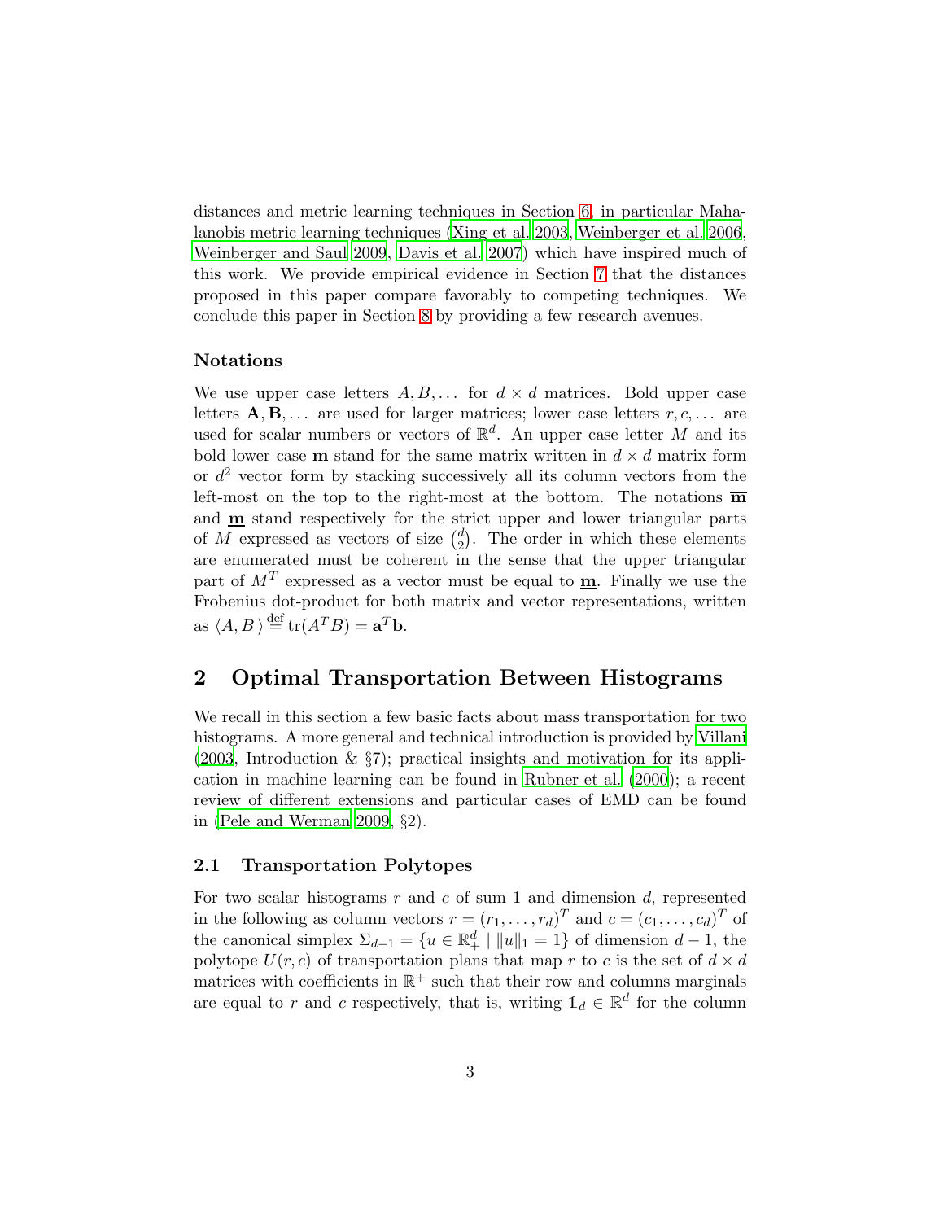distances and metric learning techniques in Section 6, in particular Mahalanobis metric learning techniques (Xing et al. 2003, Weinberger et al. 2006, Weinberger and Saul 2009, Davis et al. 2007) which have inspired much of this work. We provide empirical evidence in Section 7 that the distances proposed in this paper compare favorably to competing techniques. We conclude this paper in Section 8 by providing a few research avenues.

### Notations

We use upper case letters $A, B, \dots$ for $d \times d$ matrices. Bold upper case letters $\mathbf{A}, \mathbf{B}, \dots$ are used for larger matrices; lower case letters $r, c, \dots$ are used for scalar numbers or vectors of $\mathbb{R}^d$. An upper case letter $M$ and its bold lower case $\mathbf{m}$ stand for the same matrix written in $d \times d$ matrix form or $d^2$ vector form by stacking successively all its column vectors from the left-most on the top to the right-most at the bottom. The notations $\overline{\mathbf{m}}$ and $\underline{\mathbf{m}}$ stand respectively for the strict upper and lower triangular parts of $M$ expressed as vectors of size $\binom{d}{2}$. The order in which these elements are enumerated must be coherent in the sense that the upper triangular part of $M^T$ expressed as a vector must be equal to $\underline{\mathbf{m}}$. Finally we use the Frobenius dot-product for both matrix and vector representations, written as $\langle A, B \rangle \stackrel{\text{def}}{=} \text{tr}(A^T B) = \mathbf{a}^T \mathbf{b}$.

## 2 Optimal Transportation Between Histograms

We recall in this section a few basic facts about mass transportation for two histograms. A more general and technical introduction is provided by Villani (2003, Introduction & §7); practical insights and motivation for its application in machine learning can be found in Rubner et al. (2000); a recent review of different extensions and particular cases of EMD can be found in (Pele and Werman 2009, §2).

### 2.1 Transportation Polytopes

For two scalar histograms $r$ and $c$ of sum 1 and dimension $d$, represented in the following as column vectors $r = (r_1, \dots, r_d)^T$ and $c = (c_1, \dots, c_d)^T$ of the canonical simplex $\Sigma_{d-1} = \{u \in \mathbb{R}_+^d \mid \|u\|_1 = 1\}$ of dimension $d-1$, the polytope $U(r, c)$ of transportation plans that map $r$ to $c$ is the set of $d \times d$ matrices with coefficients in $\mathbb{R}^+$ such that their row and columns marginals are equal to $r$ and $c$ respectively, that is, writing $\mathbb{1}_d \in \mathbb{R}^d$ for the column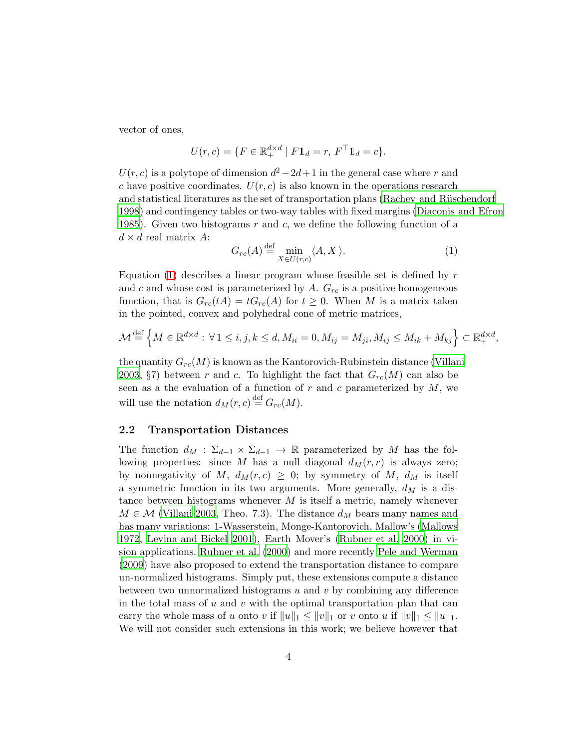vector of ones,

$$U(r,c) = \{F \in \mathbb{R}_+^{d\times d} \mid F\mathbb{1}_d = r,\ F^\top \mathbb{1}_d = c\}.$$

$U(r,c)$ is a polytope of dimension $d^2 - 2d + 1$ in the general case where $r$ and $c$ have positive coordinates. $U(r,c)$ is also known in the operations research and statistical literatures as the set of transportation plans (Rachev and Rüschendorf 1998) and contingency tables or two-way tables with fixed margins (Diaconis and Efron 1985). Given two histograms $r$ and $c$, we define the following function of a $d \times d$ real matrix $A$:

$$G_{rc}(A) \stackrel{\text{def}}{=} \min_{X \in U(r,c)} \langle A, X \rangle. \tag{1}$$

Equation (1) describes a linear program whose feasible set is defined by $r$ and $c$ and whose cost is parameterized by $A$. $G_{rc}$ is a positive homogeneous function, that is $G_{rc}(tA) = tG_{rc}(A)$ for $t \geq 0$. When $M$ is a matrix taken in the pointed, convex and polyhedral cone of metric matrices,

$$\mathcal{M} \stackrel{\text{def}}{=} \left\{ M \in \mathbb{R}^{d\times d} : \forall\, 1 \leq i,j,k \leq d, M_{ii} = 0, M_{ij} = M_{ji}, M_{ij} \leq M_{ik} + M_{kj} \right\} \subset \mathbb{R}_+^{d\times d},$$

the quantity $G_{rc}(M)$ is known as the Kantorovich-Rubinstein distance (Villani 2003, §7) between $r$ and $c$. To highlight the fact that $G_{rc}(M)$ can also be seen as a the evaluation of a function of $r$ and $c$ parameterized by $M$, we will use the notation $d_M(r,c) \stackrel{\text{def}}{=} G_{rc}(M)$.

## 2.2 Transportation Distances

The function $d_M : \Sigma_{d-1} \times \Sigma_{d-1} \to \mathbb{R}$ parameterized by $M$ has the following properties: since $M$ has a null diagonal $d_M(r,r)$ is always zero; by nonnegativity of $M$, $d_M(r,c) \geq 0$; by symmetry of $M$, $d_M$ is itself a symmetric function in its two arguments. More generally, $d_M$ is a distance between histograms whenever $M$ is itself a metric, namely whenever $M \in \mathcal{M}$ (Villani 2003, Theo. 7.3). The distance $d_M$ bears many names and has many variations: 1-Wasserstein, Monge-Kantorovich, Mallow's (Mallows 1972, Levina and Bickel 2001), Earth Mover's (Rubner et al. 2000) in vision applications. Rubner et al. (2000) and more recently Pele and Werman (2009) have also proposed to extend the transportation distance to compare un-normalized histograms. Simply put, these extensions compute a distance between two unnormalized histograms $u$ and $v$ by combining any difference in the total mass of $u$ and $v$ with the optimal transportation plan that can carry the whole mass of $u$ onto $v$ if $\|u\|_1 \leq \|v\|_1$ or $v$ onto $u$ if $\|v\|_1 \leq \|u\|_1$. We will not consider such extensions in this work; we believe however that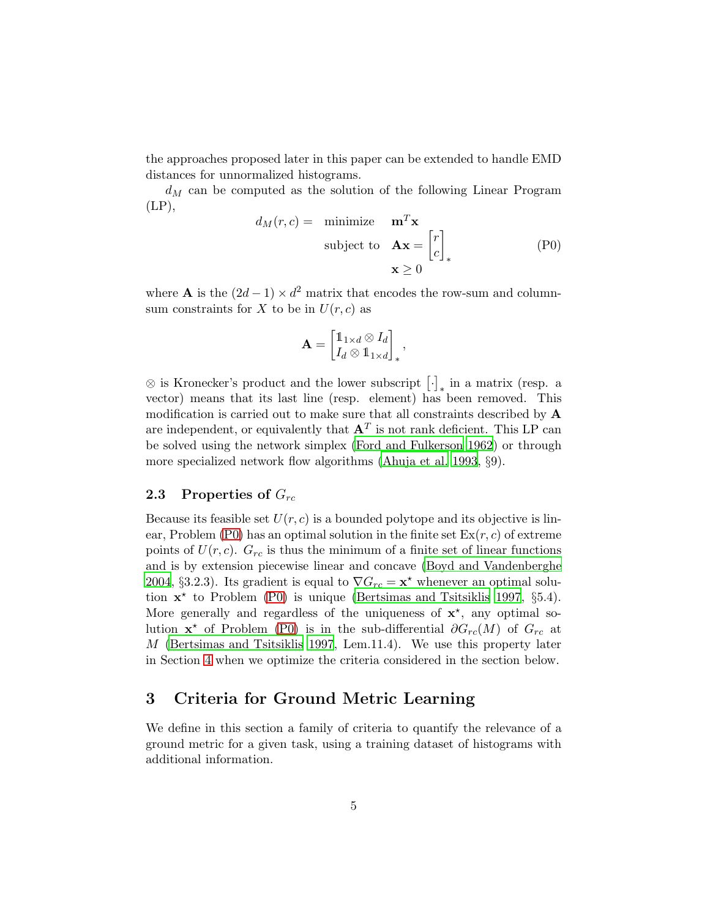the approaches proposed later in this paper can be extended to handle EMD distances for unnormalized histograms.

$d_M$ can be computed as the solution of the following Linear Program (LP),

$$d_M(r,c) = \begin{array}{ll} \text{minimize} & \mathbf{m}^T\mathbf{x} \\ \text{subject to} & \mathbf{A}\mathbf{x} = \begin{bmatrix} r \\ c \end{bmatrix}_* \\ & \mathbf{x} \geq 0 \end{array} \tag{P0}$$

where $\mathbf{A}$ is the $(2d-1) \times d^2$ matrix that encodes the row-sum and column-sum constraints for $X$ to be in $U(r,c)$ as

$$\mathbf{A} = \begin{bmatrix} \mathbb{1}_{1\times d} \otimes I_d \\ I_d \otimes \mathbb{1}_{1\times d} \end{bmatrix}_*,$$

$\otimes$ is Kronecker's product and the lower subscript $\left[\cdot\right]_*$ in a matrix (resp. a vector) means that its last line (resp. element) has been removed. This modification is carried out to make sure that all constraints described by $\mathbf{A}$ are independent, or equivalently that $\mathbf{A}^T$ is not rank deficient. This LP can be solved using the network simplex (Ford and Fulkerson 1962) or through more specialized network flow algorithms (Ahuja et al. 1993, §9).

### 2.3 Properties of $G_{rc}$

Because its feasible set $U(r,c)$ is a bounded polytope and its objective is linear, Problem (P0) has an optimal solution in the finite set $\text{Ex}(r,c)$ of extreme points of $U(r,c)$. $G_{rc}$ is thus the minimum of a finite set of linear functions and is by extension piecewise linear and concave (Boyd and Vandenberghe 2004, §3.2.3). Its gradient is equal to $\nabla G_{rc} = \mathbf{x}^\star$ whenever an optimal solution $\mathbf{x}^\star$ to Problem (P0) is unique (Bertsimas and Tsitsiklis 1997, §5.4). More generally and regardless of the uniqueness of $\mathbf{x}^\star$, any optimal solution $\mathbf{x}^\star$ of Problem (P0) is in the sub-differential $\partial G_{rc}(M)$ of $G_{rc}$ at $M$ (Bertsimas and Tsitsiklis 1997, Lem.11.4). We use this property later in Section 4 when we optimize the criteria considered in the section below.

## 3 Criteria for Ground Metric Learning

We define in this section a family of criteria to quantify the relevance of a ground metric for a given task, using a training dataset of histograms with additional information.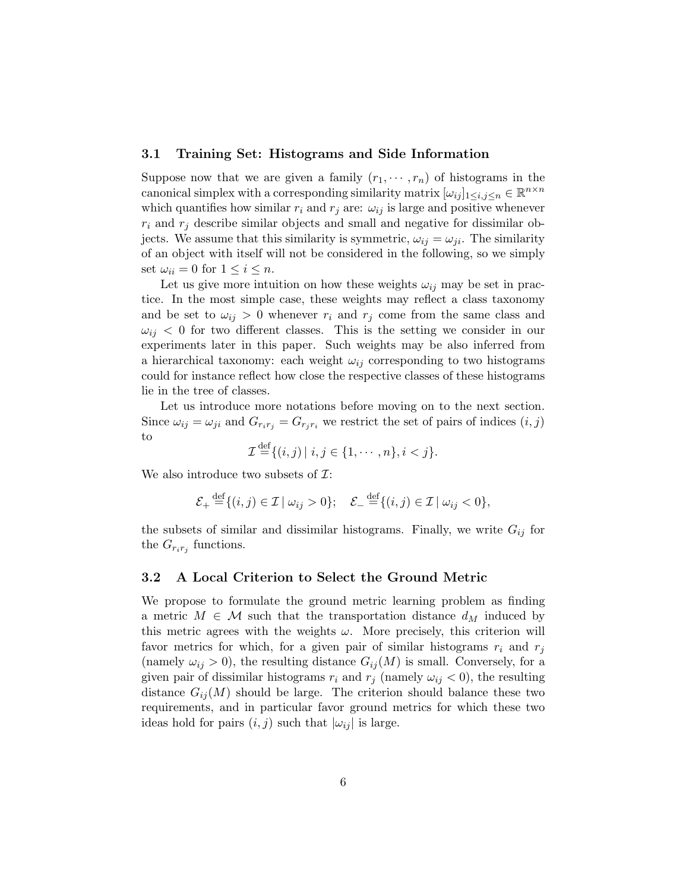### 3.1 Training Set: Histograms and Side Information

Suppose now that we are given a family $(r_1, \cdots, r_n)$ of histograms in the canonical simplex with a corresponding similarity matrix $[\omega_{ij}]_{1 \leq i,j \leq n} \in \mathbb{R}^{n \times n}$ which quantifies how similar $r_i$ and $r_j$ are: $\omega_{ij}$ is large and positive whenever $r_i$ and $r_j$ describe similar objects and small and negative for dissimilar objects. We assume that this similarity is symmetric, $\omega_{ij} = \omega_{ji}$. The similarity of an object with itself will not be considered in the following, so we simply set $\omega_{ii} = 0$ for $1 \leq i \leq n$.

Let us give more intuition on how these weights $\omega_{ij}$ may be set in practice. In the most simple case, these weights may reflect a class taxonomy and be set to $\omega_{ij} > 0$ whenever $r_i$ and $r_j$ come from the same class and $\omega_{ij} < 0$ for two different classes. This is the setting we consider in our experiments later in this paper. Such weights may be also inferred from a hierarchical taxonomy: each weight $\omega_{ij}$ corresponding to two histograms could for instance reflect how close the respective classes of these histograms lie in the tree of classes.

Let us introduce more notations before moving on to the next section. Since $\omega_{ij} = \omega_{ji}$ and $G_{r_i r_j} = G_{r_j r_i}$ we restrict the set of pairs of indices $(i, j)$ to

$$\mathcal{I} \stackrel{\text{def}}{=} \{(i, j) \mid i, j \in \{1, \cdots, n\}, i < j\}.$$

We also introduce two subsets of $\mathcal{I}$:

$$\mathcal{E}_+ \stackrel{\text{def}}{=} \{(i, j) \in \mathcal{I} \mid \omega_{ij} > 0\}; \quad \mathcal{E}_- \stackrel{\text{def}}{=} \{(i, j) \in \mathcal{I} \mid \omega_{ij} < 0\},$$

the subsets of similar and dissimilar histograms. Finally, we write $G_{ij}$ for the $G_{r_i r_j}$ functions.

### 3.2 A Local Criterion to Select the Ground Metric

We propose to formulate the ground metric learning problem as finding a metric $M \in \mathcal{M}$ such that the transportation distance $d_M$ induced by this metric agrees with the weights $\omega$. More precisely, this criterion will favor metrics for which, for a given pair of similar histograms $r_i$ and $r_j$ (namely $\omega_{ij} > 0$), the resulting distance $G_{ij}(M)$ is small. Conversely, for a given pair of dissimilar histograms $r_i$ and $r_j$ (namely $\omega_{ij} < 0$), the resulting distance $G_{ij}(M)$ should be large. The criterion should balance these two requirements, and in particular favor ground metrics for which these two ideas hold for pairs $(i, j)$ such that $|\omega_{ij}|$ is large.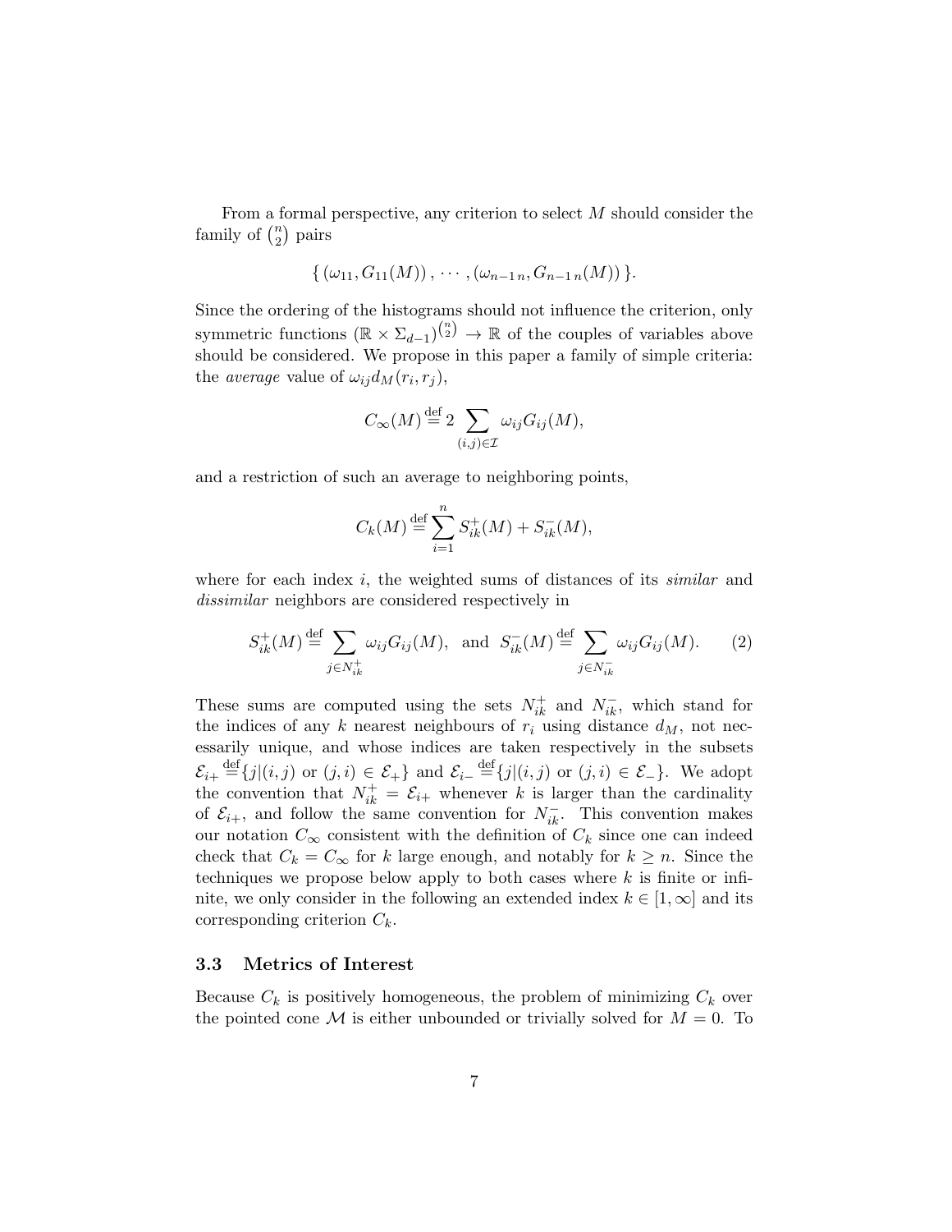From a formal perspective, any criterion to select $M$ should consider the family of $\binom{n}{2}$ pairs

$$\{\, (\omega_{11}, G_{11}(M))\,,\, \cdots\,, (\omega_{n-1\,n}, G_{n-1\,n}(M))\, \}.$$

Since the ordering of the histograms should not influence the criterion, only symmetric functions $(\mathbb{R} \times \Sigma_{d-1})^{\binom{n}{2}} \to \mathbb{R}$ of the couples of variables above should be considered. We propose in this paper a family of simple criteria: the *average* value of $\omega_{ij} d_M(r_i, r_j)$,

$$C_\infty(M) \stackrel{\text{def}}{=} 2 \sum_{(i,j)\in\mathcal{I}} \omega_{ij} G_{ij}(M),$$

and a restriction of such an average to neighboring points,

$$C_k(M) \stackrel{\text{def}}{=} \sum_{i=1}^{n} S^+_{ik}(M) + S^-_{ik}(M),$$

where for each index $i$, the weighted sums of distances of its *similar* and *dissimilar* neighbors are considered respectively in

$$S^+_{ik}(M) \stackrel{\text{def}}{=} \sum_{j\in N^+_{ik}} \omega_{ij} G_{ij}(M), \text{ and } S^-_{ik}(M) \stackrel{\text{def}}{=} \sum_{j\in N^-_{ik}} \omega_{ij} G_{ij}(M). \qquad (2)$$

These sums are computed using the sets $N^+_{ik}$ and $N^-_{ik}$, which stand for the indices of any $k$ nearest neighbours of $r_i$ using distance $d_M$, not necessarily unique, and whose indices are taken respectively in the subsets $\mathcal{E}_{i+} \stackrel{\text{def}}{=} \{j | (i,j) \text{ or } (j,i) \in \mathcal{E}_+\}$ and $\mathcal{E}_{i-} \stackrel{\text{def}}{=} \{j | (i,j) \text{ or } (j,i) \in \mathcal{E}_-\}$. We adopt the convention that $N^+_{ik} = \mathcal{E}_{i+}$ whenever $k$ is larger than the cardinality of $\mathcal{E}_{i+}$, and follow the same convention for $N^-_{ik}$. This convention makes our notation $C_\infty$ consistent with the definition of $C_k$ since one can indeed check that $C_k = C_\infty$ for $k$ large enough, and notably for $k \geq n$. Since the techniques we propose below apply to both cases where $k$ is finite or infinite, we only consider in the following an extended index $k \in [1, \infty]$ and its corresponding criterion $C_k$.

### 3.3 Metrics of Interest

Because $C_k$ is positively homogeneous, the problem of minimizing $C_k$ over the pointed cone $\mathcal{M}$ is either unbounded or trivially solved for $M = 0$. To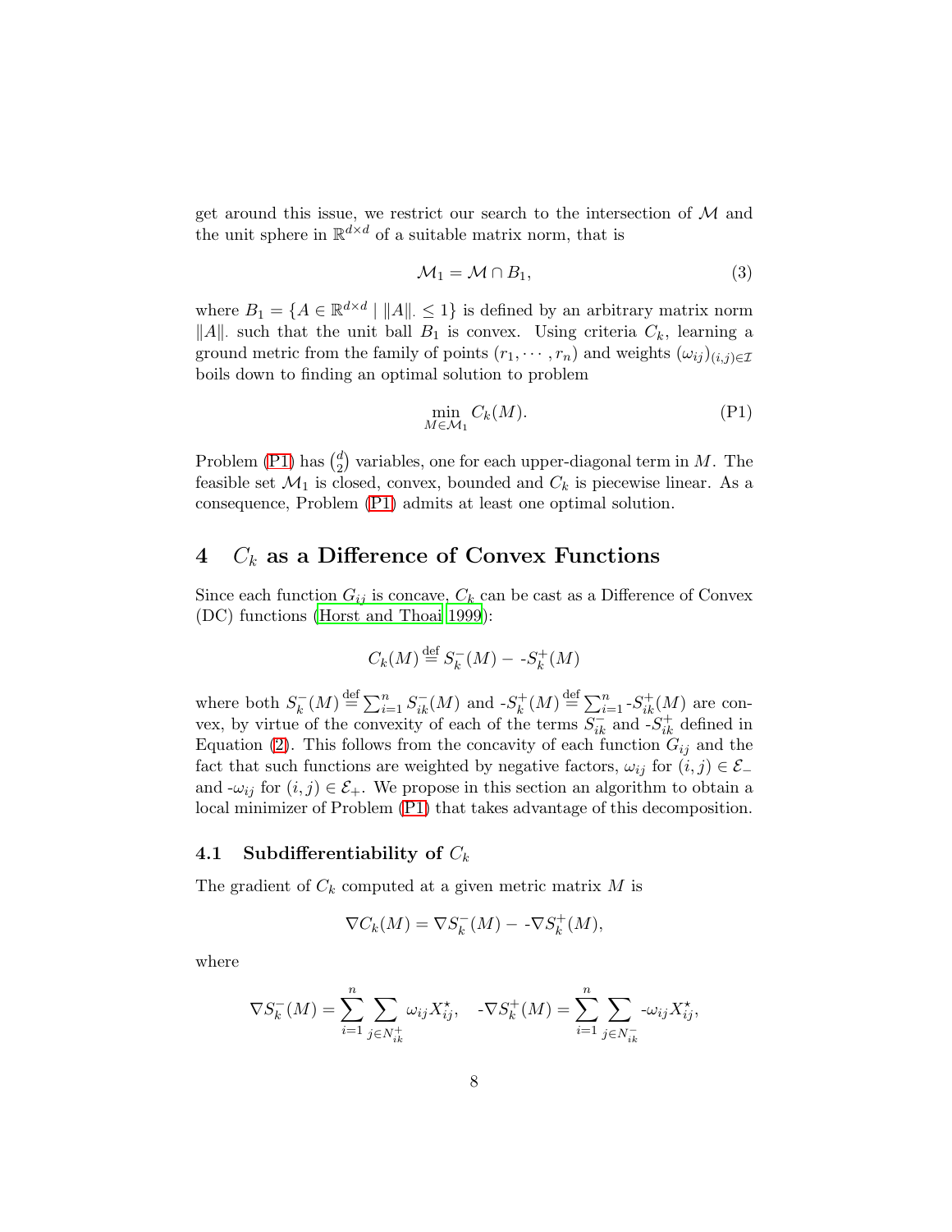get around this issue, we restrict our search to the intersection of $\mathcal{M}$ and the unit sphere in $\mathbb{R}^{d\times d}$ of a suitable matrix norm, that is

$$\mathcal{M}_1 = \mathcal{M} \cap B_1, \tag{3}$$

where $B_1 = \{A \in \mathbb{R}^{d\times d} \mid \|A\|_\cdot \leq 1\}$ is defined by an arbitrary matrix norm $\|A\|_\cdot$ such that the unit ball $B_1$ is convex. Using criteria $C_k$, learning a ground metric from the family of points $(r_1, \cdots, r_n)$ and weights $(\omega_{ij})_{(i,j)\in\mathcal{I}}$ boils down to finding an optimal solution to problem

$$\min_{M\in\mathcal{M}_1} C_k(M). \tag{P1}$$

Problem (P1) has $\binom{d}{2}$ variables, one for each upper-diagonal term in $M$. The feasible set $\mathcal{M}_1$ is closed, convex, bounded and $C_k$ is piecewise linear. As a consequence, Problem (P1) admits at least one optimal solution.

## 4 $C_k$ as a Difference of Convex Functions

Since each function $G_{ij}$ is concave, $C_k$ can be cast as a Difference of Convex (DC) functions (Horst and Thoai 1999):

$$C_k(M) \stackrel{\text{def}}{=} S_k^-(M) - \text{-}S_k^+(M)$$

where both $S_k^-(M) \stackrel{\text{def}}{=} \sum_{i=1}^n S_{ik}^-(M)$ and $\text{-}S_k^+(M) \stackrel{\text{def}}{=} \sum_{i=1}^n \text{-}S_{ik}^+(M)$ are convex, by virtue of the convexity of each of the terms $S_{ik}^-$ and $\text{-}S_{ik}^+$ defined in Equation (2). This follows from the concavity of each function $G_{ij}$ and the fact that such functions are weighted by negative factors, $\omega_{ij}$ for $(i,j) \in \mathcal{E}_-$ and $\text{-}\omega_{ij}$ for $(i,j) \in \mathcal{E}_+$. We propose in this section an algorithm to obtain a local minimizer of Problem (P1) that takes advantage of this decomposition.

### 4.1 Subdifferentiability of $C_k$

The gradient of $C_k$ computed at a given metric matrix $M$ is

$$\nabla C_k(M) = \nabla S_k^-(M) - \text{-}\nabla S_k^+(M),$$

where

$$\nabla S_k^-(M) = \sum_{i=1}^n \sum_{j\in N_{ik}^+} \omega_{ij} X_{ij}^\star, \quad \text{-}\nabla S_k^+(M) = \sum_{i=1}^n \sum_{j\in N_{ik}^-} \text{-}\omega_{ij} X_{ij}^\star,$$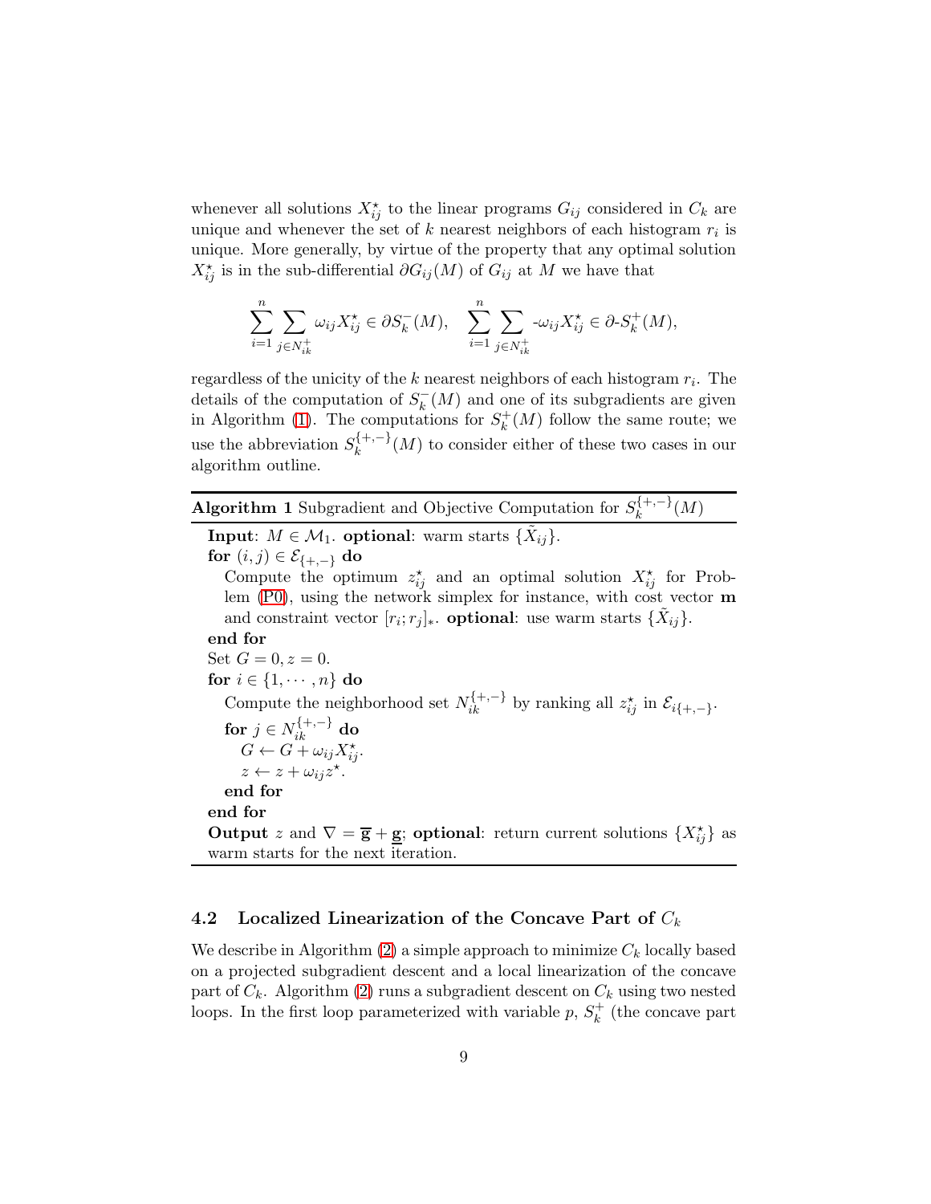whenever all solutions $X^\star_{ij}$ to the linear programs $G_{ij}$ considered in $C_k$ are unique and whenever the set of $k$ nearest neighbors of each histogram $r_i$ is unique. More generally, by virtue of the property that any optimal solution $X^\star_{ij}$ is in the sub-differential $\partial G_{ij}(M)$ of $G_{ij}$ at $M$ we have that

$$\sum_{i=1}^{n} \sum_{j \in N_{ik}^+} \omega_{ij} X^\star_{ij} \in \partial S_k^-(M), \quad \sum_{i=1}^{n} \sum_{j \in N_{ik}^+} \text{-}\omega_{ij} X^\star_{ij} \in \partial\text{-}S_k^+(M),$$

regardless of the unicity of the $k$ nearest neighbors of each histogram $r_i$. The details of the computation of $S_k^-(M)$ and one of its subgradients are given in Algorithm (1). The computations for $S_k^+(M)$ follow the same route; we use the abbreviation $S_k^{\{+,-\}}(M)$ to consider either of these two cases in our algorithm outline.

**Algorithm 1** Subgradient and Objective Computation for $S_k^{\{+,-\}}(M)$

**Input**: $M \in \mathcal{M}_1$. **optional**: warm starts $\{\tilde{X}_{ij}\}$.
**for** $(i,j) \in \mathcal{E}_{\{+,-\}}$ **do**
  Compute the optimum $z^\star_{ij}$ and an optimal solution $X^\star_{ij}$ for Problem (P0), using the network simplex for instance, with cost vector $\mathbf{m}$ and constraint vector $[r_i; r_j]_*$. **optional**: use warm starts $\{\tilde{X}_{ij}\}$.
**end for**
Set $G = 0, z = 0$.
**for** $i \in \{1, \cdots, n\}$ **do**
  Compute the neighborhood set $N_{ik}^{\{+,-\}}$ by ranking all $z^\star_{ij}$ in $\mathcal{E}_{i\{+,-\}}$.
  **for** $j \in N_{ik}^{\{+,-\}}$ **do**
    $G \leftarrow G + \omega_{ij} X^\star_{ij}$.
    $z \leftarrow z + \omega_{ij} z^\star$.
  **end for**
**end for**
**Output** $z$ and $\nabla = \overline{\mathbf{g}} + \underline{\mathbf{g}}$; **optional**: return current solutions $\{X^\star_{ij}\}$ as warm starts for the next iteration.

### 4.2 Localized Linearization of the Concave Part of $C_k$

We describe in Algorithm (2) a simple approach to minimize $C_k$ locally based on a projected subgradient descent and a local linearization of the concave part of $C_k$. Algorithm (2) runs a subgradient descent on $C_k$ using two nested loops. In the first loop parameterized with variable $p$, $S_k^+$ (the concave part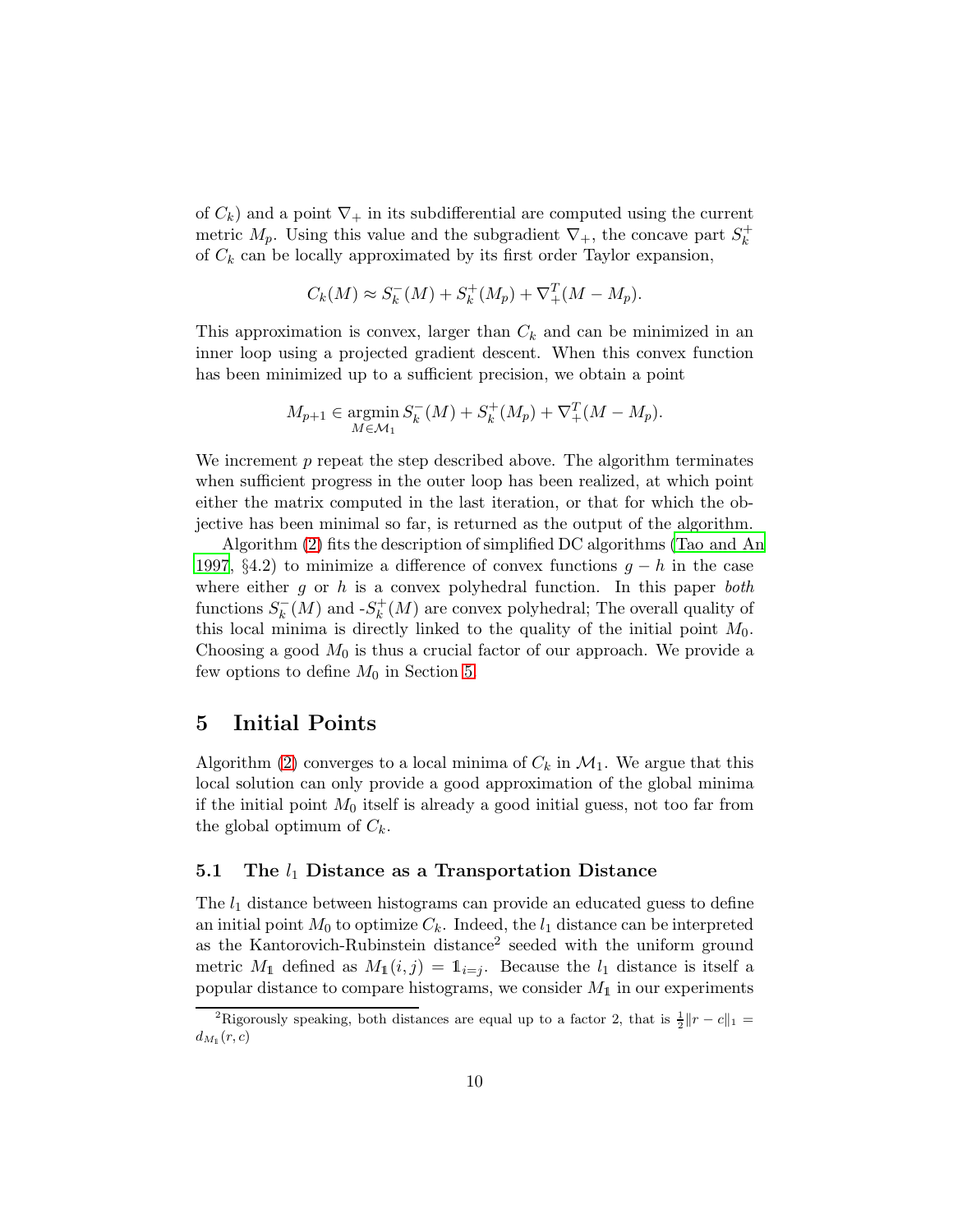of $C_k$) and a point $\nabla_+$ in its subdifferential are computed using the current metric $M_p$. Using this value and the subgradient $\nabla_+$, the concave part $S_k^+$ of $C_k$ can be locally approximated by its first order Taylor expansion,

$$C_k(M) \approx S_k^-(M) + S_k^+(M_p) + \nabla_+^T(M - M_p).$$

This approximation is convex, larger than $C_k$ and can be minimized in an inner loop using a projected gradient descent. When this convex function has been minimized up to a sufficient precision, we obtain a point

$$M_{p+1} \in \operatorname*{argmin}_{M \in \mathcal{M}_1} S_k^-(M) + S_k^+(M_p) + \nabla_+^T(M - M_p).$$

We increment $p$ repeat the step described above. The algorithm terminates when sufficient progress in the outer loop has been realized, at which point either the matrix computed in the last iteration, or that for which the objective has been minimal so far, is returned as the output of the algorithm.

Algorithm (2) fits the description of simplified DC algorithms (Tao and An 1997, §4.2) to minimize a difference of convex functions $g - h$ in the case where either $g$ or $h$ is a convex polyhedral function. In this paper *both* functions $S_k^-(M)$ and -$S_k^+(M)$ are convex polyhedral; The overall quality of this local minima is directly linked to the quality of the initial point $M_0$. Choosing a good $M_0$ is thus a crucial factor of our approach. We provide a few options to define $M_0$ in Section 5.

## 5 Initial Points

Algorithm (2) converges to a local minima of $C_k$ in $\mathcal{M}_1$. We argue that this local solution can only provide a good approximation of the global minima if the initial point $M_0$ itself is already a good initial guess, not too far from the global optimum of $C_k$.

### 5.1 The $l_1$ Distance as a Transportation Distance

The $l_1$ distance between histograms can provide an educated guess to define an initial point $M_0$ to optimize $C_k$. Indeed, the $l_1$ distance can be interpreted as the Kantorovich-Rubinstein distance[2] seeded with the uniform ground metric $M_{\mathbb{1}}$ defined as $M_{\mathbb{1}}(i,j) = \mathbb{1}_{i=j}$. Because the $l_1$ distance is itself a popular distance to compare histograms, we consider $M_{\mathbb{1}}$ in our experiments

[2] Rigorously speaking, both distances are equal up to a factor 2, that is $\frac{1}{2}\|r - c\|_1 = d_{M_{\mathbb{1}}}(r, c)$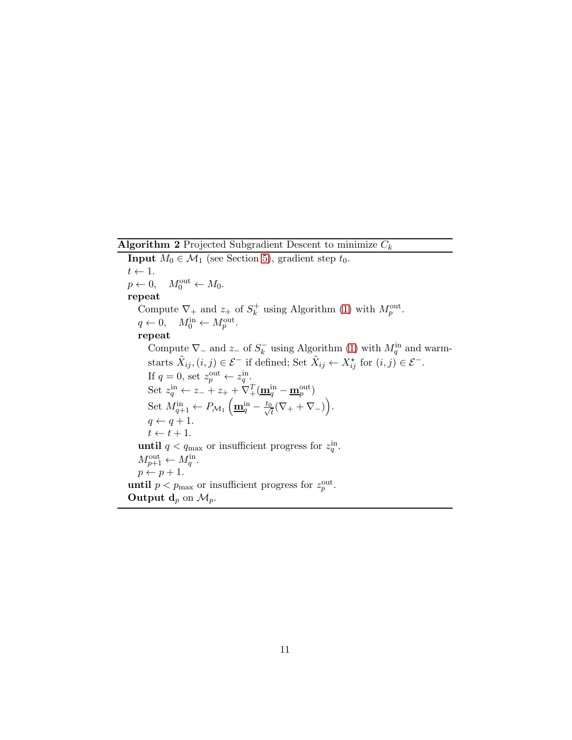**Algorithm 2** Projected Subgradient Descent to minimize $C_k$

**Input** $M_0 \in \mathcal{M}_1$ (see Section 5), gradient step $t_0$.
$t \leftarrow 1$.
$p \leftarrow 0, \quad M_0^{\text{out}} \leftarrow M_0$.
**repeat**
  Compute $\nabla_+$ and $z_+$ of $S_k^+$ using Algorithm (1) with $M_p^{\text{out}}$.
  $q \leftarrow 0, \quad M_0^{\text{in}} \leftarrow M_p^{\text{out}}$.
  **repeat**
    Compute $\nabla_-$ and $z_-$ of $S_k^-$ using Algorithm (1) with $M_q^{\text{in}}$ and warm-starts $\tilde{X}_{ij}, (i,j) \in \mathcal{E}^-$ if defined; Set $\tilde{X}_{ij} \leftarrow X_{ij}^\star$ for $(i,j) \in \mathcal{E}^-$.
    If $q = 0$, set $z_p^{\text{out}} \leftarrow z_q^{\text{in}}$.
    Set $z_q^{\text{in}} \leftarrow z_- + z_+ + \nabla_+^T(\underline{\mathbf{m}}_q^{\text{in}} - \underline{\mathbf{m}}_p^{\text{out}})$
    Set $M_{q+1}^{\text{in}} \leftarrow P_{\mathcal{M}_1}\left(\underline{\mathbf{m}}_q^{\text{in}} - \frac{t_0}{\sqrt{t}}(\nabla_+ + \nabla_-)\right)$.
    $q \leftarrow q + 1$.
    $t \leftarrow t + 1$.
  **until** $q < q_{\max}$ or insufficient progress for $z_q^{\text{in}}$.
  $M_{p+1}^{\text{out}} \leftarrow M_q^{\text{in}}$.
  $p \leftarrow p + 1$.
**until** $p < p_{\max}$ or insufficient progress for $z_p^{\text{out}}$.
**Output** $\mathbf{d}_p$ on $\mathcal{M}_p$.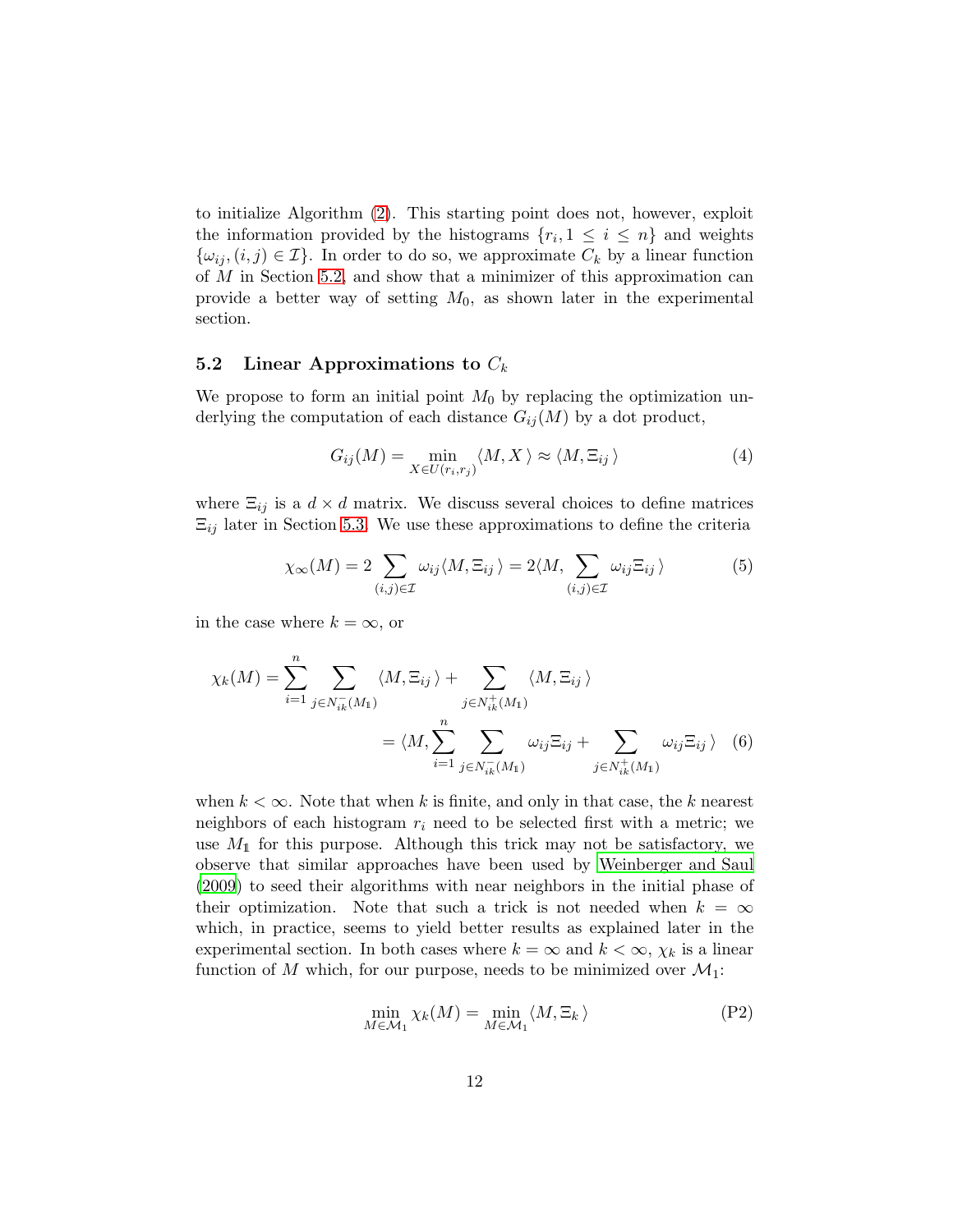to initialize Algorithm (2). This starting point does not, however, exploit the information provided by the histograms $\{r_i, 1 \leq i \leq n\}$ and weights $\{\omega_{ij}, (i,j) \in \mathcal{I}\}$. In order to do so, we approximate $C_k$ by a linear function of $M$ in Section 5.2, and show that a minimizer of this approximation can provide a better way of setting $M_0$, as shown later in the experimental section.

### 5.2 Linear Approximations to $C_k$

We propose to form an initial point $M_0$ by replacing the optimization underlying the computation of each distance $G_{ij}(M)$ by a dot product,

$$G_{ij}(M) = \min_{X \in U(r_i, r_j)} \langle M, X \rangle \approx \langle M, \Xi_{ij} \rangle \tag{4}$$

where $\Xi_{ij}$ is a $d \times d$ matrix. We discuss several choices to define matrices $\Xi_{ij}$ later in Section 5.3. We use these approximations to define the criteria

$$\chi_\infty(M) = 2 \sum_{(i,j) \in \mathcal{I}} \omega_{ij} \langle M, \Xi_{ij} \rangle = 2 \langle M, \sum_{(i,j) \in \mathcal{I}} \omega_{ij} \Xi_{ij} \rangle \tag{5}$$

in the case where $k = \infty$, or

$$\begin{aligned} \chi_k(M) &= \sum_{i=1}^{n} \sum_{j \in N_{ik}^{-}(M_{\mathbb{1}})} \langle M, \Xi_{ij} \rangle + \sum_{j \in N_{ik}^{+}(M_{\mathbb{1}})} \langle M, \Xi_{ij} \rangle \\ &= \langle M, \sum_{i=1}^{n} \sum_{j \in N_{ik}^{-}(M_{\mathbb{1}})} \omega_{ij} \Xi_{ij} + \sum_{j \in N_{ik}^{+}(M_{\mathbb{1}})} \omega_{ij} \Xi_{ij} \rangle \end{aligned} \tag{6}$$

when $k < \infty$. Note that when $k$ is finite, and only in that case, the $k$ nearest neighbors of each histogram $r_i$ need to be selected first with a metric; we use $M_{\mathbb{1}}$ for this purpose. Although this trick may not be satisfactory, we observe that similar approaches have been used by Weinberger and Saul (2009) to seed their algorithms with near neighbors in the initial phase of their optimization. Note that such a trick is not needed when $k = \infty$ which, in practice, seems to yield better results as explained later in the experimental section. In both cases where $k = \infty$ and $k < \infty$, $\chi_k$ is a linear function of $M$ which, for our purpose, needs to be minimized over $\mathcal{M}_1$:

$$\min_{M \in \mathcal{M}_1} \chi_k(M) = \min_{M \in \mathcal{M}_1} \langle M, \Xi_k \rangle \tag{P2}$$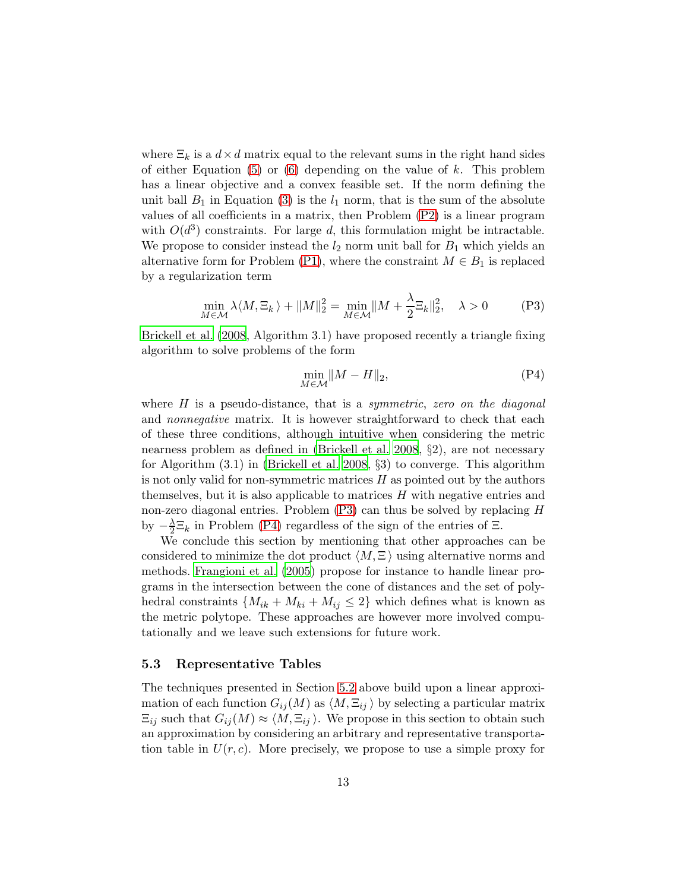where $\Xi_k$ is a $d \times d$ matrix equal to the relevant sums in the right hand sides of either Equation (5) or (6) depending on the value of $k$. This problem has a linear objective and a convex feasible set. If the norm defining the unit ball $B_1$ in Equation (3) is the $l_1$ norm, that is the sum of the absolute values of all coefficients in a matrix, then Problem (P2) is a linear program with $O(d^3)$ constraints. For large $d$, this formulation might be intractable. We propose to consider instead the $l_2$ norm unit ball for $B_1$ which yields an alternative form for Problem (P1), where the constraint $M \in B_1$ is replaced by a regularization term

$$\min_{M \in \mathcal{M}} \lambda \langle M, \Xi_k \rangle + \|M\|_2^2 = \min_{M \in \mathcal{M}} \|M + \frac{\lambda}{2} \Xi_k\|_2^2, \quad \lambda > 0 \tag{P3}$$

Brickell et al. (2008, Algorithm 3.1) have proposed recently a triangle fixing algorithm to solve problems of the form

$$\min_{M \in \mathcal{M}} \|M - H\|_2, \tag{P4}$$

where $H$ is a pseudo-distance, that is a *symmetric*, *zero on the diagonal* and *nonnegative* matrix. It is however straightforward to check that each of these three conditions, although intuitive when considering the metric nearness problem as defined in (Brickell et al. 2008, §2), are not necessary for Algorithm (3.1) in (Brickell et al. 2008, §3) to converge. This algorithm is not only valid for non-symmetric matrices $H$ as pointed out by the authors themselves, but it is also applicable to matrices $H$ with negative entries and non-zero diagonal entries. Problem (P3) can thus be solved by replacing $H$ by $-\frac{\lambda}{2}\Xi_k$ in Problem (P4) regardless of the sign of the entries of $\Xi$.

We conclude this section by mentioning that other approaches can be considered to minimize the dot product $\langle M, \Xi \rangle$ using alternative norms and methods. Frangioni et al. (2005) propose for instance to handle linear programs in the intersection between the cone of distances and the set of polyhedral constraints $\{M_{ik} + M_{ki} + M_{ij} \leq 2\}$ which defines what is known as the metric polytope. These approaches are however more involved computationally and we leave such extensions for future work.

### 5.3 Representative Tables

The techniques presented in Section 5.2 above build upon a linear approximation of each function $G_{ij}(M)$ as $\langle M, \Xi_{ij} \rangle$ by selecting a particular matrix $\Xi_{ij}$ such that $G_{ij}(M) \approx \langle M, \Xi_{ij} \rangle$. We propose in this section to obtain such an approximation by considering an arbitrary and representative transportation table in $U(r, c)$. More precisely, we propose to use a simple proxy for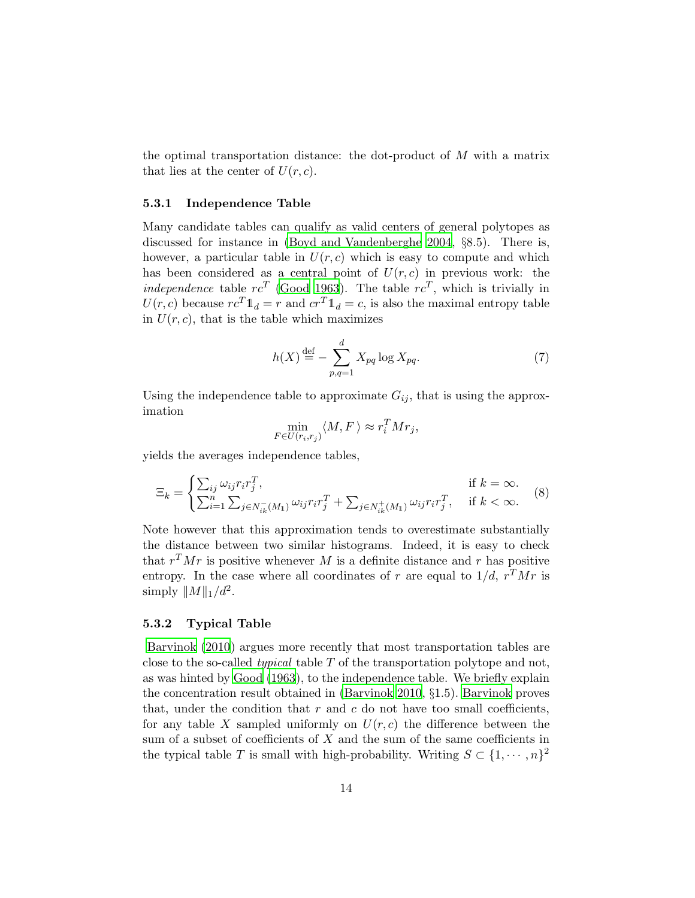the optimal transportation distance: the dot-product of $M$ with a matrix that lies at the center of $U(r, c)$.

### 5.3.1 Independence Table

Many candidate tables can qualify as valid centers of general polytopes as discussed for instance in (Boyd and Vandenberghe 2004, §8.5). There is, however, a particular table in $U(r, c)$ which is easy to compute and which has been considered as a central point of $U(r, c)$ in previous work: the *independence* table $rc^T$ (Good 1963). The table $rc^T$, which is trivially in $U(r, c)$ because $rc^T\mathbb{1}_d = r$ and $cr^T\mathbb{1}_d = c$, is also the maximal entropy table in $U(r, c)$, that is the table which maximizes

$$h(X) \stackrel{\text{def}}{=} -\sum_{p,q=1}^{d} X_{pq} \log X_{pq}. \tag{7}$$

Using the independence table to approximate $G_{ij}$, that is using the approximation

$$\min_{F \in U(r_i, r_j)} \langle M, F \rangle \approx r_i^T M r_j,$$

yields the averages independence tables,

$$\Xi_k = \begin{cases} \sum_{ij} \omega_{ij} r_i r_j^T, & \text{if } k = \infty. \\ \sum_{i=1}^{n} \sum_{j \in N_{ik}^-(M_1)} \omega_{ij} r_i r_j^T + \sum_{j \in N_{ik}^+(M_1)} \omega_{ij} r_i r_j^T, & \text{if } k < \infty. \end{cases} \tag{8}$$

Note however that this approximation tends to overestimate substantially the distance between two similar histograms. Indeed, it is easy to check that $r^T M r$ is positive whenever $M$ is a definite distance and $r$ has positive entropy. In the case where all coordinates of $r$ are equal to $1/d$, $r^T M r$ is simply $\|M\|_1/d^2$.

### 5.3.2 Typical Table

Barvinok (2010) argues more recently that most transportation tables are close to the so-called *typical* table $T$ of the transportation polytope and not, as was hinted by Good (1963), to the independence table. We briefly explain the concentration result obtained in (Barvinok 2010, §1.5). Barvinok proves that, under the condition that $r$ and $c$ do not have too small coefficients, for any table $X$ sampled uniformly on $U(r, c)$ the difference between the sum of a subset of coefficients of $X$ and the sum of the same coefficients in the typical table $T$ is small with high-probability. Writing $S \subset \{1, \cdots, n\}^2$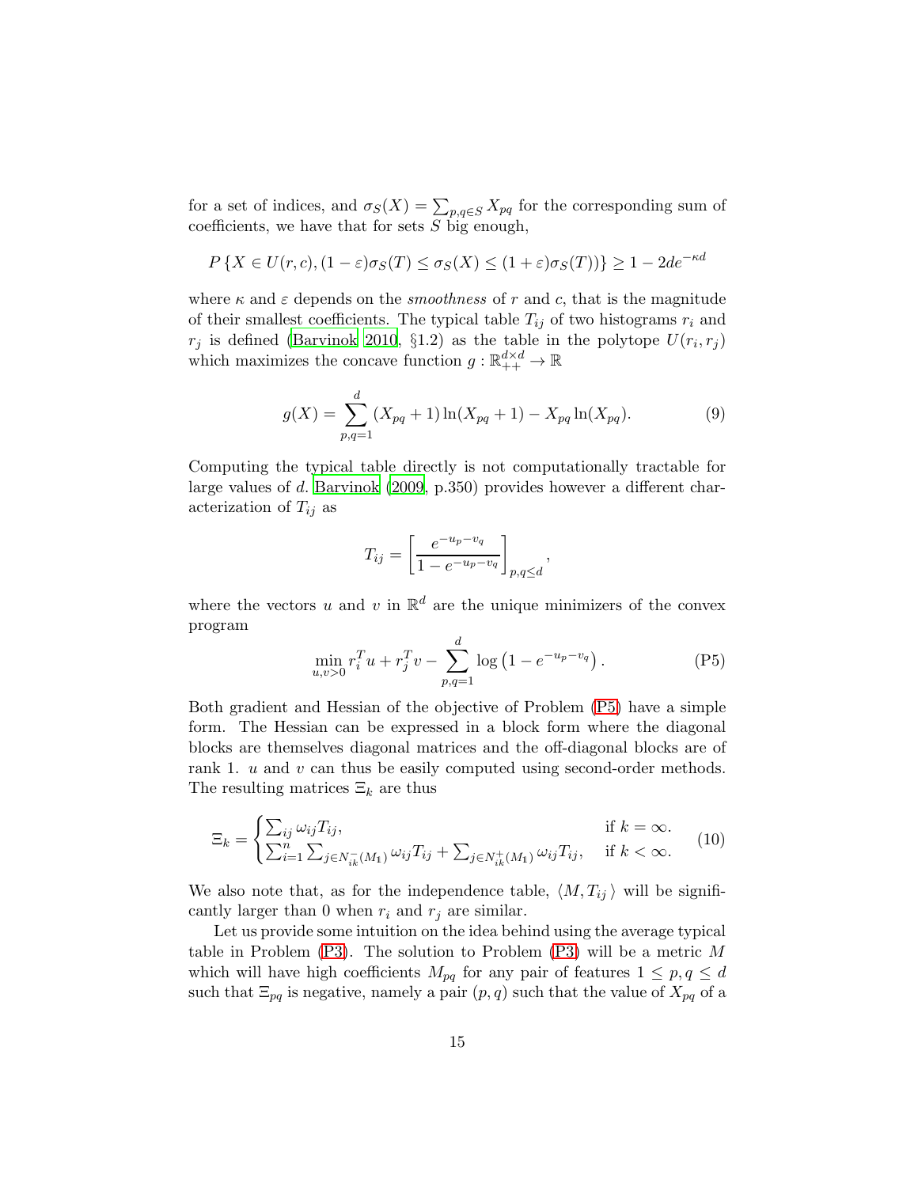for a set of indices, and $\sigma_S(X) = \sum_{p,q\in S} X_{pq}$ for the corresponding sum of coefficients, we have that for sets $S$ big enough,

$$P\left\{X \in U(r,c), (1-\varepsilon)\sigma_S(T) \leq \sigma_S(X) \leq (1+\varepsilon)\sigma_S(T)\right\} \geq 1 - 2de^{-\kappa d}$$

where $\kappa$ and $\varepsilon$ depends on the *smoothness* of $r$ and $c$, that is the magnitude of their smallest coefficients. The typical table $T_{ij}$ of two histograms $r_i$ and $r_j$ is defined (Barvinok 2010, §1.2) as the table in the polytope $U(r_i, r_j)$ which maximizes the concave function $g : \mathbb{R}_{++}^{d\times d} \to \mathbb{R}$

$$g(X) = \sum_{p,q=1}^{d} (X_{pq}+1)\ln(X_{pq}+1) - X_{pq}\ln(X_{pq}). \tag{9}$$

Computing the typical table directly is not computationally tractable for large values of $d$. Barvinok (2009, p.350) provides however a different characterization of $T_{ij}$ as

$$T_{ij} = \left[\frac{e^{-u_p - v_q}}{1 - e^{-u_p - v_q}}\right]_{p,q\leq d},$$

where the vectors $u$ and $v$ in $\mathbb{R}^d$ are the unique minimizers of the convex program

$$\min_{u,v>0} r_i^T u + r_j^T v - \sum_{p,q=1}^{d} \log\left(1 - e^{-u_p - v_q}\right). \tag{P5}$$

Both gradient and Hessian of the objective of Problem (P5) have a simple form. The Hessian can be expressed in a block form where the diagonal blocks are themselves diagonal matrices and the off-diagonal blocks are of rank 1. $u$ and $v$ can thus be easily computed using second-order methods. The resulting matrices $\Xi_k$ are thus

$$\Xi_k = \begin{cases} \sum_{ij} \omega_{ij} T_{ij}, & \text{if } k = \infty. \\ \sum_{i=1}^{n} \sum_{j\in N_{ik}^{-}(M_{\mathbb{1}})} \omega_{ij} T_{ij} + \sum_{j\in N_{ik}^{+}(M_{\mathbb{1}})} \omega_{ij} T_{ij}, & \text{if } k < \infty. \end{cases} \tag{10}$$

We also note that, as for the independence table, $\langle M, T_{ij}\rangle$ will be significantly larger than 0 when $r_i$ and $r_j$ are similar.

Let us provide some intuition on the idea behind using the average typical table in Problem (P3). The solution to Problem (P3) will be a metric $M$ which will have high coefficients $M_{pq}$ for any pair of features $1 \leq p, q \leq d$ such that $\Xi_{pq}$ is negative, namely a pair $(p, q)$ such that the value of $X_{pq}$ of a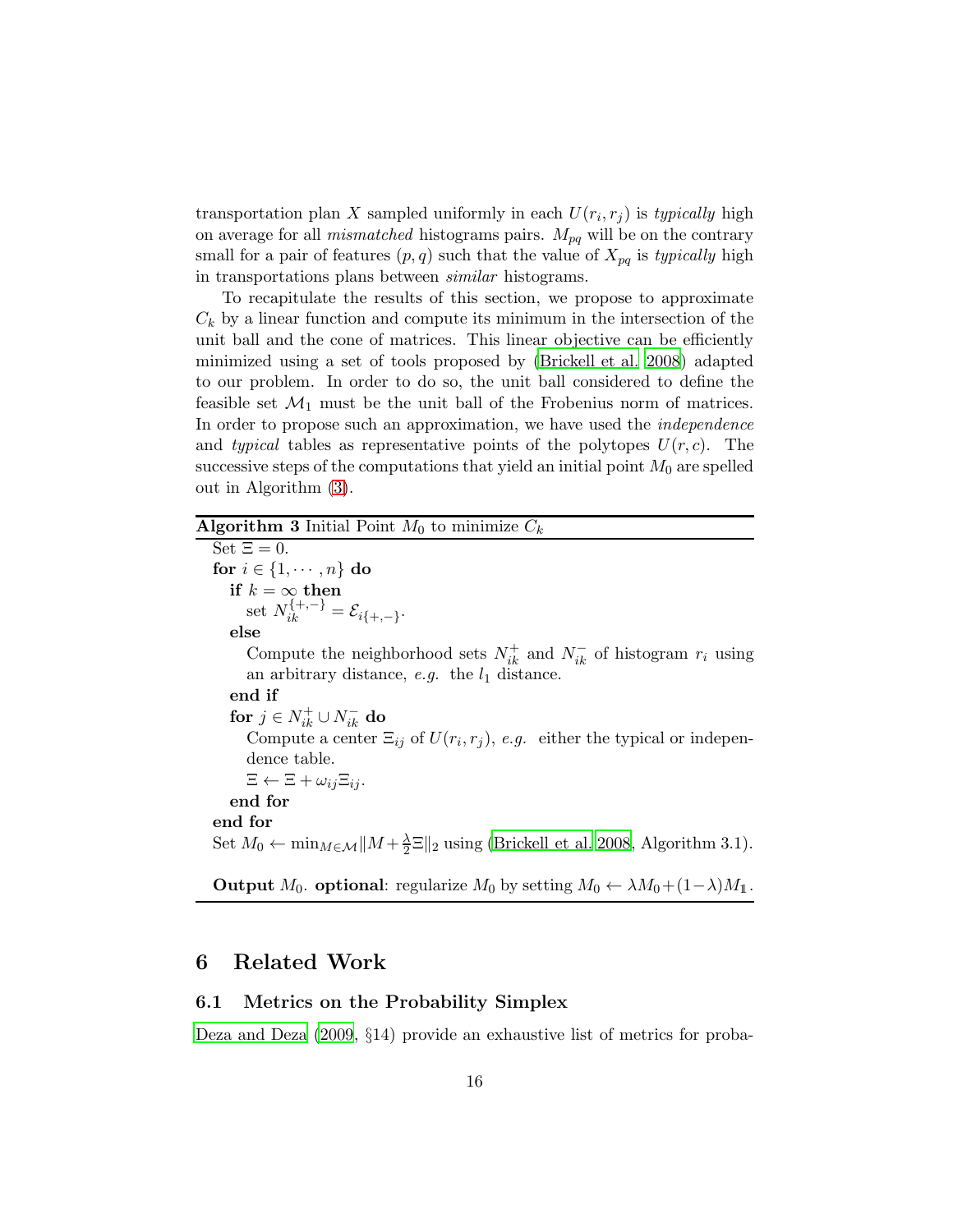transportation plan $X$ sampled uniformly in each $U(r_i, r_j)$ is *typically* high on average for all *mismatched* histograms pairs. $M_{pq}$ will be on the contrary small for a pair of features $(p, q)$ such that the value of $X_{pq}$ is *typically* high in transportations plans between *similar* histograms.

To recapitulate the results of this section, we propose to approximate $C_k$ by a linear function and compute its minimum in the intersection of the unit ball and the cone of matrices. This linear objective can be efficiently minimized using a set of tools proposed by (Brickell et al. 2008) adapted to our problem. In order to do so, the unit ball considered to define the feasible set $\mathcal{M}_1$ must be the unit ball of the Frobenius norm of matrices. In order to propose such an approximation, we have used the *independence* and *typical* tables as representative points of the polytopes $U(r, c)$. The successive steps of the computations that yield an initial point $M_0$ are spelled out in Algorithm (3).

---

**Algorithm 3** Initial Point $M_0$ to minimize $C_k$

---

Set $\Xi = 0$.
**for** $i \in \{1, \cdots, n\}$ **do**
  **if** $k = \infty$ **then**
    set $N_{ik}^{\{+,-\}} = \mathcal{E}_{i\{+,-\}}$.
  **else**
    Compute the neighborhood sets $N_{ik}^{+}$ and $N_{ik}^{-}$ of histogram $r_i$ using an arbitrary distance, *e.g.* the $l_1$ distance.
  **end if**
  **for** $j \in N_{ik}^{+} \cup N_{ik}^{-}$ **do**
    Compute a center $\Xi_{ij}$ of $U(r_i, r_j)$, *e.g.* either the typical or independence table.
    $\Xi \leftarrow \Xi + \omega_{ij}\Xi_{ij}$.
  **end for**
**end for**
Set $M_0 \leftarrow \min_{M \in \mathcal{M}} \| M + \frac{\lambda}{2}\Xi \|_2$ using (Brickell et al. 2008, Algorithm 3.1).

**Output** $M_0$. **optional**: regularize $M_0$ by setting $M_0 \leftarrow \lambda M_0 + (1-\lambda) M_{\mathbb{1}}$.

---

# 6 Related Work

## 6.1 Metrics on the Probability Simplex

Deza and Deza (2009, §14) provide an exhaustive list of metrics for proba-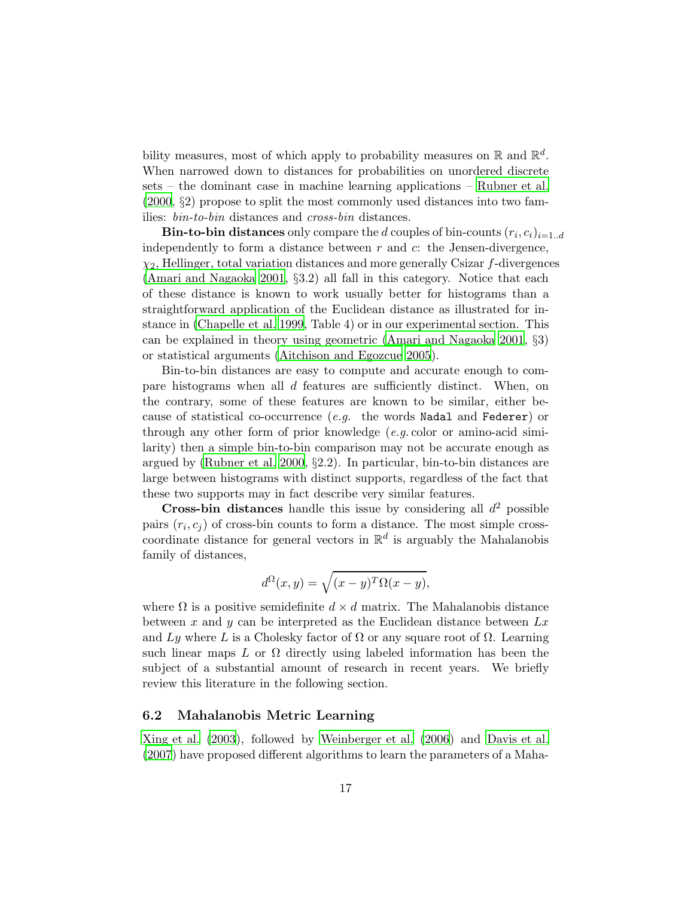bility measures, most of which apply to probability measures on $\mathbb{R}$ and $\mathbb{R}^d$. When narrowed down to distances for probabilities on unordered discrete sets – the dominant case in machine learning applications – Rubner et al. (2000, §2) propose to split the most commonly used distances into two families: *bin-to-bin* distances and *cross-bin* distances.

**Bin-to-bin distances** only compare the $d$ couples of bin-counts $(r_i, c_i)_{i=1..d}$ independently to form a distance between $r$ and $c$: the Jensen-divergence, $\chi_2$, Hellinger, total variation distances and more generally Csizar $f$-divergences (Amari and Nagaoka 2001, §3.2) all fall in this category. Notice that each of these distance is known to work usually better for histograms than a straightforward application of the Euclidean distance as illustrated for instance in (Chapelle et al. 1999, Table 4) or in our experimental section. This can be explained in theory using geometric (Amari and Nagaoka 2001, §3) or statistical arguments (Aitchison and Egozcue 2005).

Bin-to-bin distances are easy to compute and accurate enough to compare histograms when all $d$ features are sufficiently distinct. When, on the contrary, some of these features are known to be similar, either because of statistical co-occurrence (*e.g.* the words `Nadal` and `Federer`) or through any other form of prior knowledge (*e.g.* color or amino-acid similarity) then a simple bin-to-bin comparison may not be accurate enough as argued by (Rubner et al. 2000, §2.2). In particular, bin-to-bin distances are large between histograms with distinct supports, regardless of the fact that these two supports may in fact describe very similar features.

**Cross-bin distances** handle this issue by considering all $d^2$ possible pairs $(r_i, c_j)$ of cross-bin counts to form a distance. The most simple cross-coordinate distance for general vectors in $\mathbb{R}^d$ is arguably the Mahalanobis family of distances,

$$d^{\Omega}(x, y) = \sqrt{(x-y)^T \Omega (x-y)},$$

where $\Omega$ is a positive semidefinite $d \times d$ matrix. The Mahalanobis distance between $x$ and $y$ can be interpreted as the Euclidean distance between $Lx$ and $Ly$ where $L$ is a Cholesky factor of $\Omega$ or any square root of $\Omega$. Learning such linear maps $L$ or $\Omega$ directly using labeled information has been the subject of a substantial amount of research in recent years. We briefly review this literature in the following section.

### 6.2 Mahalanobis Metric Learning

Xing et al. (2003), followed by Weinberger et al. (2006) and Davis et al. (2007) have proposed different algorithms to learn the parameters of a Maha-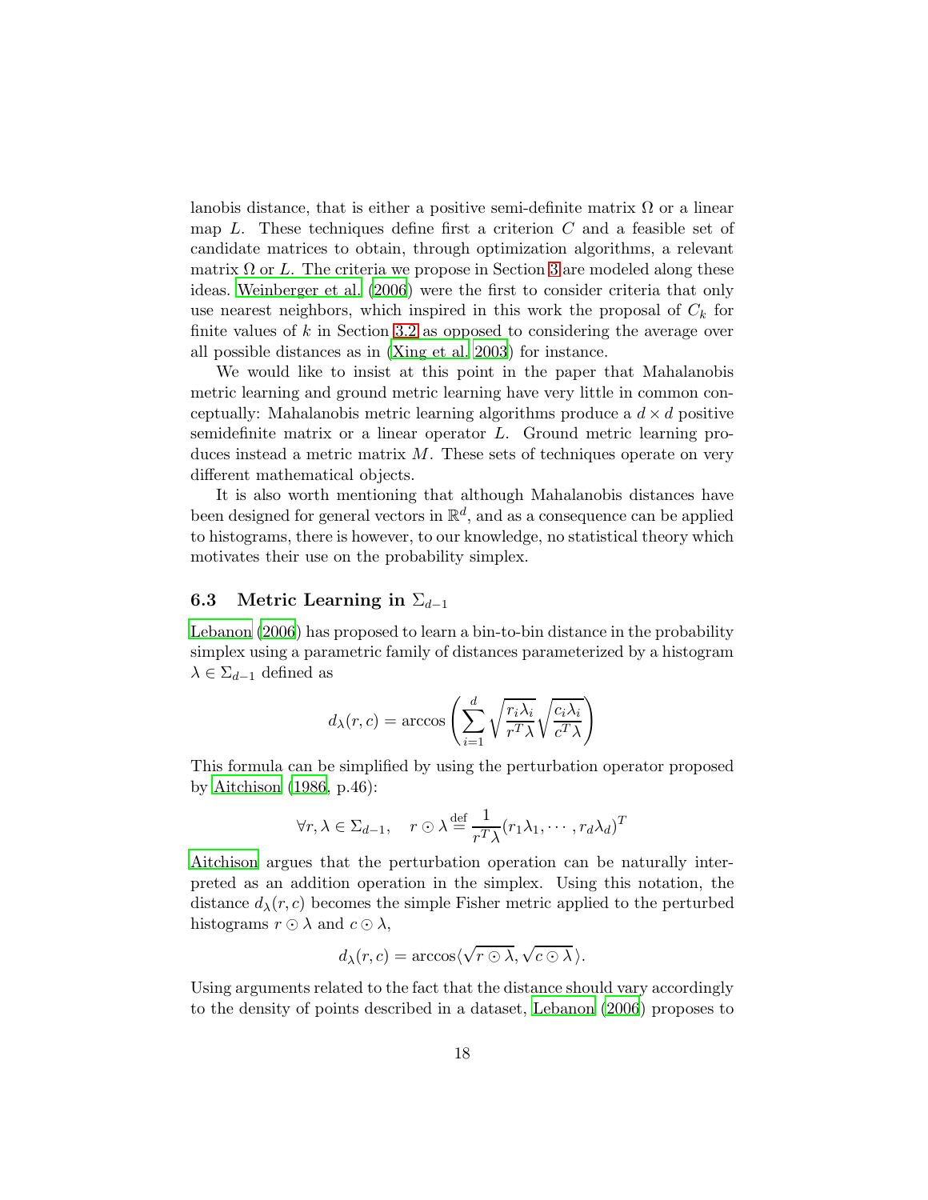lanobis distance, that is either a positive semi-definite matrix $\Omega$ or a linear map $L$. These techniques define first a criterion $C$ and a feasible set of candidate matrices to obtain, through optimization algorithms, a relevant matrix $\Omega$ or $L$. The criteria we propose in Section 3 are modeled along these ideas. Weinberger et al. (2006) were the first to consider criteria that only use nearest neighbors, which inspired in this work the proposal of $C_k$ for finite values of $k$ in Section 3.2 as opposed to considering the average over all possible distances as in (Xing et al. 2003) for instance.

We would like to insist at this point in the paper that Mahalanobis metric learning and ground metric learning have very little in common conceptually: Mahalanobis metric learning algorithms produce a $d \times d$ positive semidefinite matrix or a linear operator $L$. Ground metric learning produces instead a metric matrix $M$. These sets of techniques operate on very different mathematical objects.

It is also worth mentioning that although Mahalanobis distances have been designed for general vectors in $\mathbb{R}^d$, and as a consequence can be applied to histograms, there is however, to our knowledge, no statistical theory which motivates their use on the probability simplex.

### 6.3 Metric Learning in $\Sigma_{d-1}$

Lebanon (2006) has proposed to learn a bin-to-bin distance in the probability simplex using a parametric family of distances parameterized by a histogram $\lambda \in \Sigma_{d-1}$ defined as

$$d_\lambda(r, c) = \arccos\left(\sum_{i=1}^{d} \sqrt{\frac{r_i \lambda_i}{r^T \lambda}} \sqrt{\frac{c_i \lambda_i}{c^T \lambda}}\right)$$

This formula can be simplified by using the perturbation operator proposed by Aitchison (1986, p.46):

$$\forall r, \lambda \in \Sigma_{d-1}, \quad r \odot \lambda \stackrel{\text{def}}{=} \frac{1}{r^T \lambda}(r_1 \lambda_1, \cdots, r_d \lambda_d)^T$$

Aitchison argues that the perturbation operation can be naturally interpreted as an addition operation in the simplex. Using this notation, the distance $d_\lambda(r, c)$ becomes the simple Fisher metric applied to the perturbed histograms $r \odot \lambda$ and $c \odot \lambda$,

$$d_\lambda(r, c) = \arccos\langle \sqrt{r \odot \lambda}, \sqrt{c \odot \lambda} \rangle.$$

Using arguments related to the fact that the distance should vary accordingly to the density of points described in a dataset, Lebanon (2006) proposes to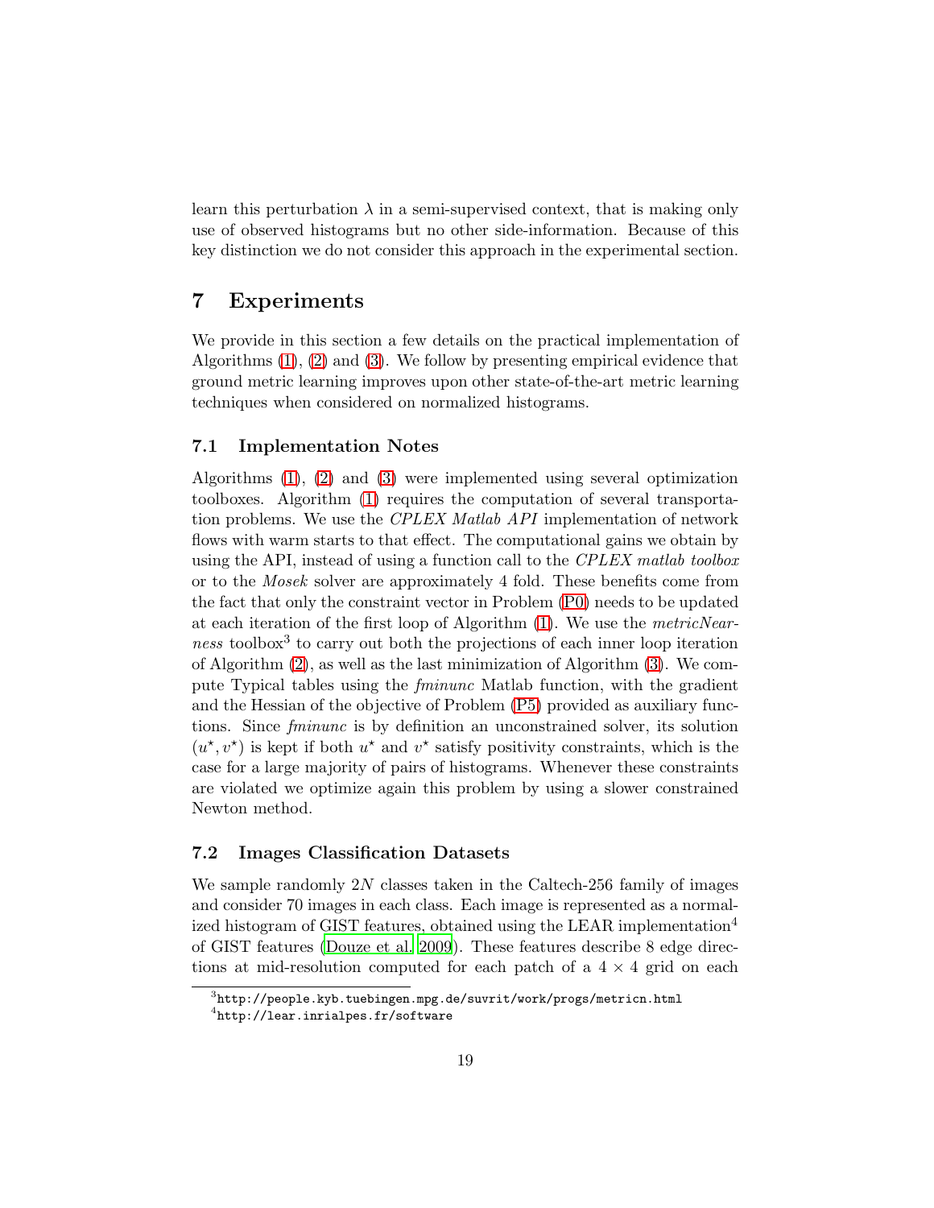learn this perturbation $\lambda$ in a semi-supervised context, that is making only use of observed histograms but no other side-information. Because of this key distinction we do not consider this approach in the experimental section.

## 7 Experiments

We provide in this section a few details on the practical implementation of Algorithms (1), (2) and (3). We follow by presenting empirical evidence that ground metric learning improves upon other state-of-the-art metric learning techniques when considered on normalized histograms.

### 7.1 Implementation Notes

Algorithms (1), (2) and (3) were implemented using several optimization toolboxes. Algorithm (1) requires the computation of several transportation problems. We use the *CPLEX Matlab API* implementation of network flows with warm starts to that effect. The computational gains we obtain by using the API, instead of using a function call to the *CPLEX matlab toolbox* or to the *Mosek* solver are approximately 4 fold. These benefits come from the fact that only the constraint vector in Problem (P0) needs to be updated at each iteration of the first loop of Algorithm (1). We use the *metricNearness* toolbox[3] to carry out both the projections of each inner loop iteration of Algorithm (2), as well as the last minimization of Algorithm (3). We compute Typical tables using the *fminunc* Matlab function, with the gradient and the Hessian of the objective of Problem (P5) provided as auxiliary functions. Since *fminunc* is by definition an unconstrained solver, its solution $(u^\star, v^\star)$ is kept if both $u^\star$ and $v^\star$ satisfy positivity constraints, which is the case for a large majority of pairs of histograms. Whenever these constraints are violated we optimize again this problem by using a slower constrained Newton method.

### 7.2 Images Classification Datasets

We sample randomly $2N$ classes taken in the Caltech-256 family of images and consider 70 images in each class. Each image is represented as a normalized histogram of GIST features, obtained using the LEAR implementation[4] of GIST features (Douze et al. 2009). These features describe 8 edge directions at mid-resolution computed for each patch of a $4 \times 4$ grid on each

[3] http://people.kyb.tuebingen.mpg.de/suvrit/work/progs/metricn.html

[4] http://lear.inrialpes.fr/software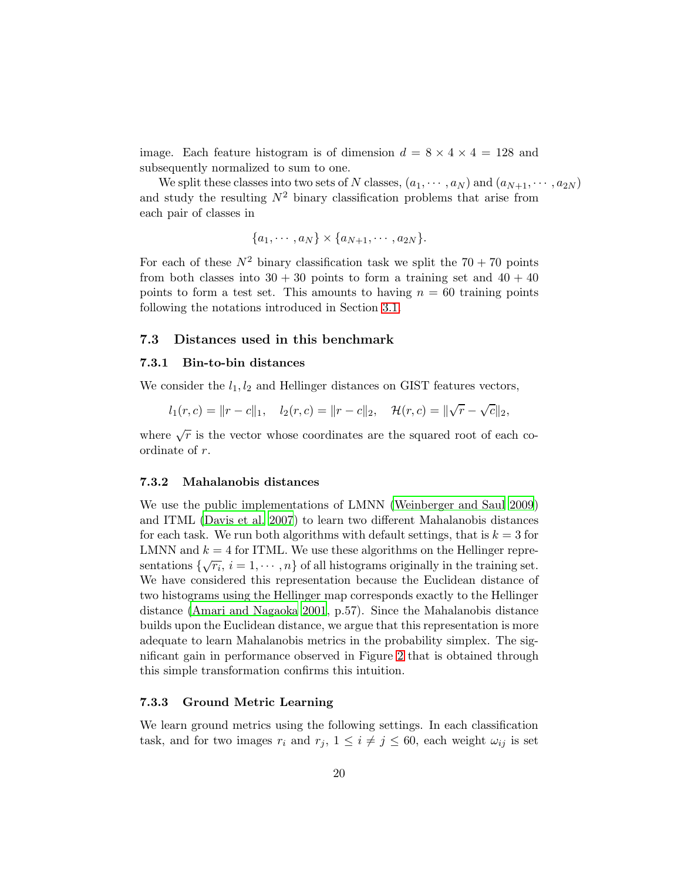image. Each feature histogram is of dimension $d = 8 \times 4 \times 4 = 128$ and subsequently normalized to sum to one.

We split these classes into two sets of $N$ classes, $(a_1, \cdots, a_N)$ and $(a_{N+1}, \cdots, a_{2N})$ and study the resulting $N^2$ binary classification problems that arise from each pair of classes in

$$\{a_1, \cdots, a_N\} \times \{a_{N+1}, \cdots, a_{2N}\}.$$

For each of these $N^2$ binary classification task we split the $70 + 70$ points from both classes into $30 + 30$ points to form a training set and $40 + 40$ points to form a test set. This amounts to having $n = 60$ training points following the notations introduced in Section 3.1.

### 7.3 Distances used in this benchmark

#### 7.3.1 Bin-to-bin distances

We consider the $l_1, l_2$ and Hellinger distances on GIST features vectors,

$$l_1(r, c) = \|r - c\|_1, \quad l_2(r, c) = \|r - c\|_2, \quad \mathcal{H}(r, c) = \|\sqrt{r} - \sqrt{c}\|_2,$$

where $\sqrt{r}$ is the vector whose coordinates are the squared root of each coordinate of $r$.

#### 7.3.2 Mahalanobis distances

We use the public implementations of LMNN (Weinberger and Saul 2009) and ITML (Davis et al. 2007) to learn two different Mahalanobis distances for each task. We run both algorithms with default settings, that is $k = 3$ for LMNN and $k = 4$ for ITML. We use these algorithms on the Hellinger representations $\{\sqrt{r_i},\, i = 1, \cdots, n\}$ of all histograms originally in the training set. We have considered this representation because the Euclidean distance of two histograms using the Hellinger map corresponds exactly to the Hellinger distance (Amari and Nagaoka 2001, p.57). Since the Mahalanobis distance builds upon the Euclidean distance, we argue that this representation is more adequate to learn Mahalanobis metrics in the probability simplex. The significant gain in performance observed in Figure 2 that is obtained through this simple transformation confirms this intuition.

#### 7.3.3 Ground Metric Learning

We learn ground metrics using the following settings. In each classification task, and for two images $r_i$ and $r_j$, $1 \leq i \neq j \leq 60$, each weight $\omega_{ij}$ is set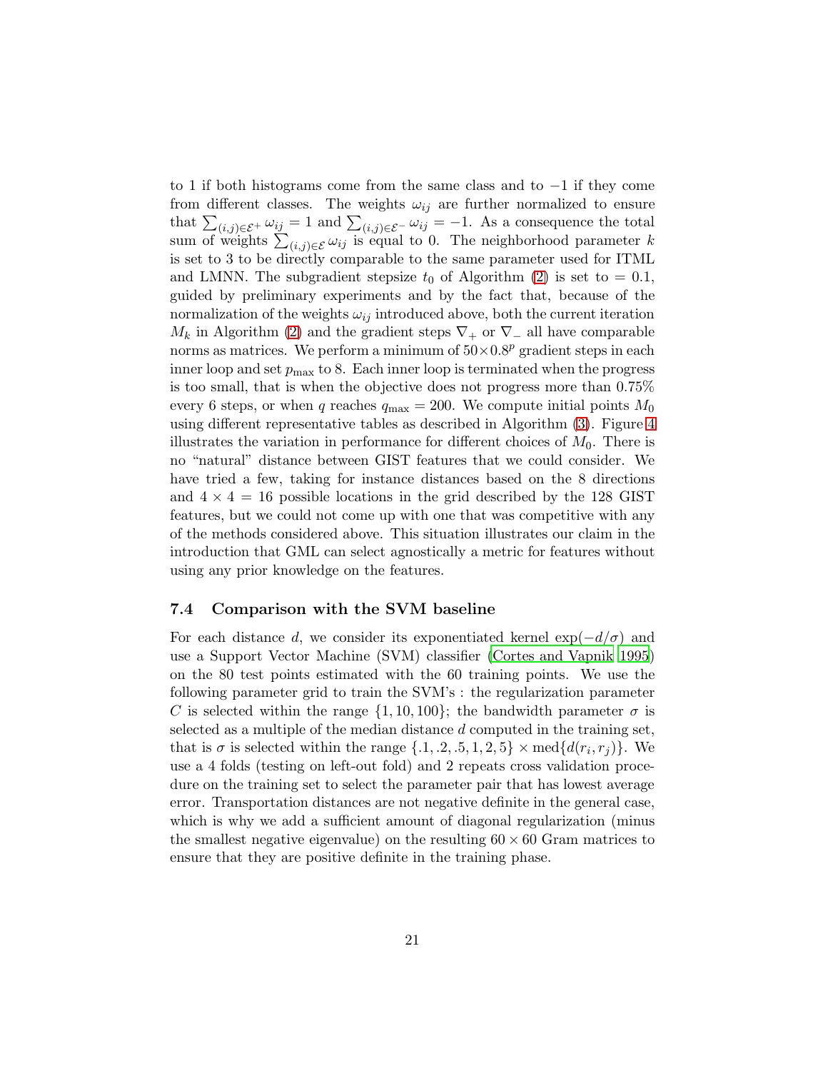to 1 if both histograms come from the same class and to $-1$ if they come from different classes. The weights $\omega_{ij}$ are further normalized to ensure that $\sum_{(i,j)\in\mathcal{E}^+}\omega_{ij} = 1$ and $\sum_{(i,j)\in\mathcal{E}^-}\omega_{ij} = -1$. As a consequence the total sum of weights $\sum_{(i,j)\in\mathcal{E}}\omega_{ij}$ is equal to 0. The neighborhood parameter $k$ is set to 3 to be directly comparable to the same parameter used for ITML and LMNN. The subgradient stepsize $t_0$ of Algorithm (2) is set to $= 0.1$, guided by preliminary experiments and by the fact that, because of the normalization of the weights $\omega_{ij}$ introduced above, both the current iteration $M_k$ in Algorithm (2) and the gradient steps $\nabla_+$ or $\nabla_-$ all have comparable norms as matrices. We perform a minimum of $50\times 0.8^p$ gradient steps in each inner loop and set $p_{\max}$ to 8. Each inner loop is terminated when the progress is too small, that is when the objective does not progress more than 0.75% every 6 steps, or when $q$ reaches $q_{\max} = 200$. We compute initial points $M_0$ using different representative tables as described in Algorithm (3). Figure 4 illustrates the variation in performance for different choices of $M_0$. There is no "natural" distance between GIST features that we could consider. We have tried a few, taking for instance distances based on the 8 directions and $4\times 4 = 16$ possible locations in the grid described by the 128 GIST features, but we could not come up with one that was competitive with any of the methods considered above. This situation illustrates our claim in the introduction that GML can select agnostically a metric for features without using any prior knowledge on the features.

### 7.4 Comparison with the SVM baseline

For each distance $d$, we consider its exponentiated kernel $\exp(-d/\sigma)$ and use a Support Vector Machine (SVM) classifier (Cortes and Vapnik 1995) on the 80 test points estimated with the 60 training points. We use the following parameter grid to train the SVM's : the regularization parameter $C$ is selected within the range $\{1, 10, 100\}$; the bandwidth parameter $\sigma$ is selected as a multiple of the median distance $d$ computed in the training set, that is $\sigma$ is selected within the range $\{.1, .2, .5, 1, 2, 5\}\times \text{med}\{d(r_i, r_j)\}$. We use a 4 folds (testing on left-out fold) and 2 repeats cross validation procedure on the training set to select the parameter pair that has lowest average error. Transportation distances are not negative definite in the general case, which is why we add a sufficient amount of diagonal regularization (minus the smallest negative eigenvalue) on the resulting $60\times 60$ Gram matrices to ensure that they are positive definite in the training phase.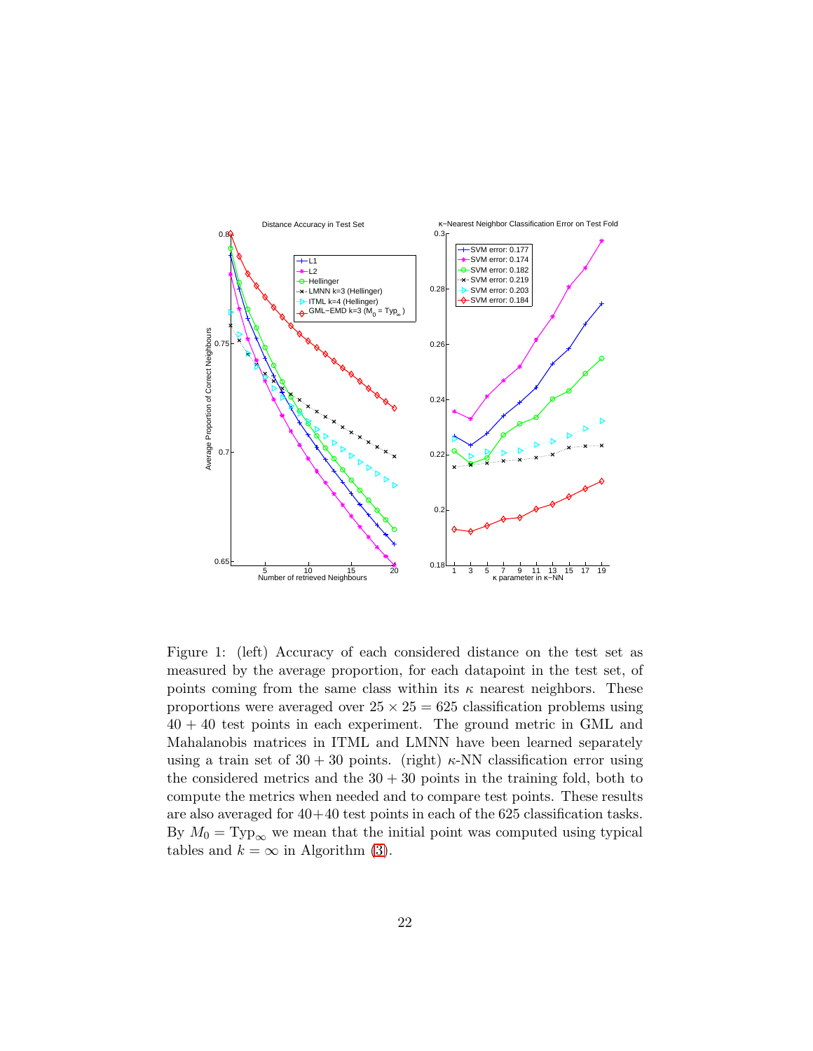Figure 1: (left) Accuracy of each considered distance on the test set as measured by the average proportion, for each datapoint in the test set, of points coming from the same class within its $\kappa$ nearest neighbors. These proportions were averaged over $25 \times 25 = 625$ classification problems using $40 + 40$ test points in each experiment. The ground metric in GML and Mahalanobis matrices in ITML and LMNN have been learned separately using a train set of $30 + 30$ points. (right) $\kappa$-NN classification error using the considered metrics and the $30 + 30$ points in the training fold, both to compute the metrics when needed and to compare test points. These results are also averaged for $40+40$ test points in each of the 625 classification tasks. By $M_0 = \text{Typ}_\infty$ we mean that the initial point was computed using typical tables and $k = \infty$ in Algorithm (3).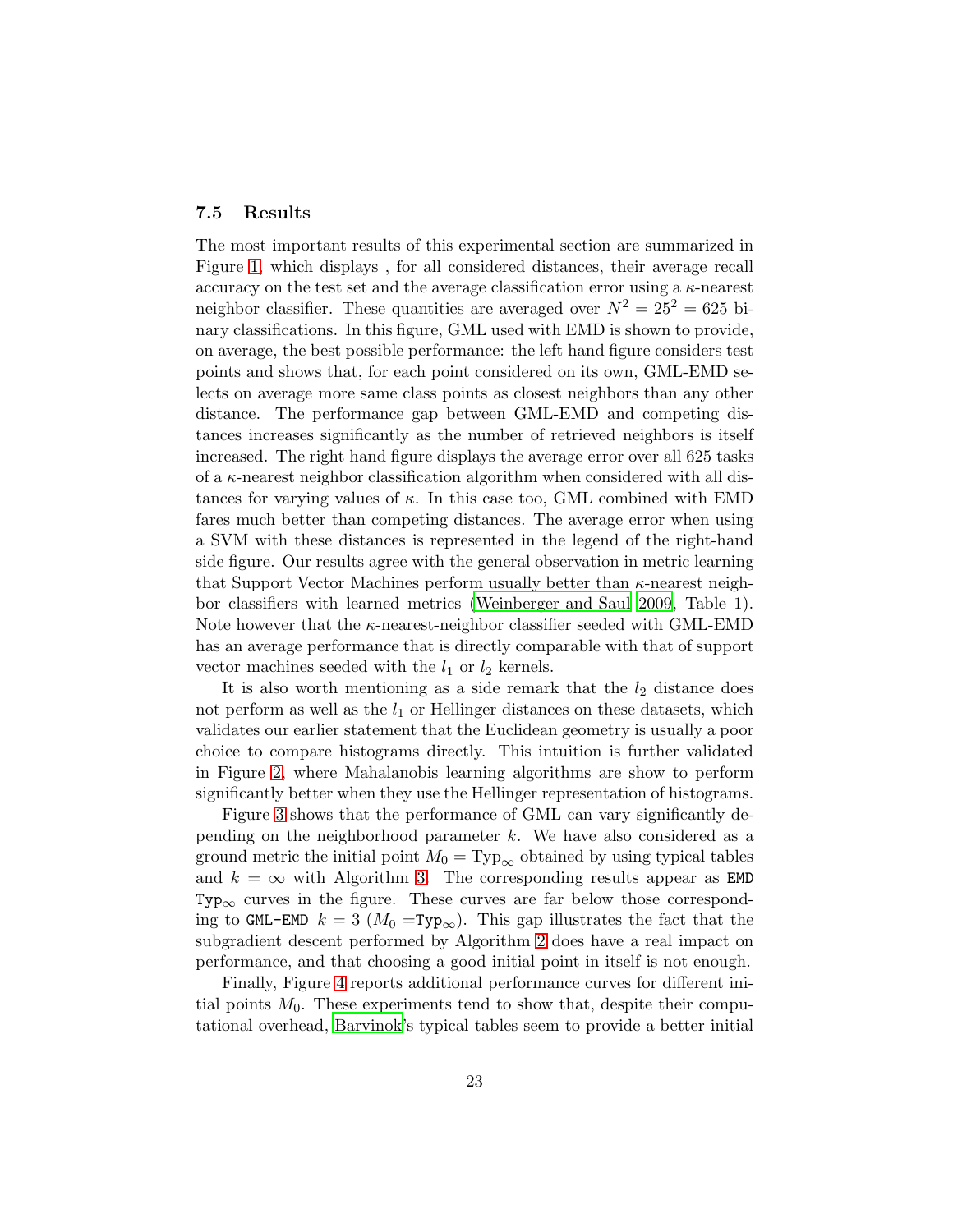### 7.5 Results

The most important results of this experimental section are summarized in Figure 1, which displays , for all considered distances, their average recall accuracy on the test set and the average classification error using a $\kappa$-nearest neighbor classifier. These quantities are averaged over $N^2 = 25^2 = 625$ binary classifications. In this figure, GML used with EMD is shown to provide, on average, the best possible performance: the left hand figure considers test points and shows that, for each point considered on its own, GML-EMD selects on average more same class points as closest neighbors than any other distance. The performance gap between GML-EMD and competing distances increases significantly as the number of retrieved neighbors is itself increased. The right hand figure displays the average error over all 625 tasks of a $\kappa$-nearest neighbor classification algorithm when considered with all distances for varying values of $\kappa$. In this case too, GML combined with EMD fares much better than competing distances. The average error when using a SVM with these distances is represented in the legend of the right-hand side figure. Our results agree with the general observation in metric learning that Support Vector Machines perform usually better than $\kappa$-nearest neighbor classifiers with learned metrics (Weinberger and Saul 2009, Table 1). Note however that the $\kappa$-nearest-neighbor classifier seeded with GML-EMD has an average performance that is directly comparable with that of support vector machines seeded with the $l_1$ or $l_2$ kernels.

It is also worth mentioning as a side remark that the $l_2$ distance does not perform as well as the $l_1$ or Hellinger distances on these datasets, which validates our earlier statement that the Euclidean geometry is usually a poor choice to compare histograms directly. This intuition is further validated in Figure 2, where Mahalanobis learning algorithms are show to perform significantly better when they use the Hellinger representation of histograms.

Figure 3 shows that the performance of GML can vary significantly depending on the neighborhood parameter $k$. We have also considered as a ground metric the initial point $M_0 = \mathrm{Typ}_\infty$ obtained by using typical tables and $k = \infty$ with Algorithm 3. The corresponding results appear as `EMD` $\mathtt{Typ}_\infty$ curves in the figure. These curves are far below those corresponding to `GML-EMD` $k = 3$ ($M_0 = \mathtt{Typ}_\infty$). This gap illustrates the fact that the subgradient descent performed by Algorithm 2 does have a real impact on performance, and that choosing a good initial point in itself is not enough.

Finally, Figure 4 reports additional performance curves for different initial points $M_0$. These experiments tend to show that, despite their computational overhead, Barvinok's typical tables seem to provide a better initial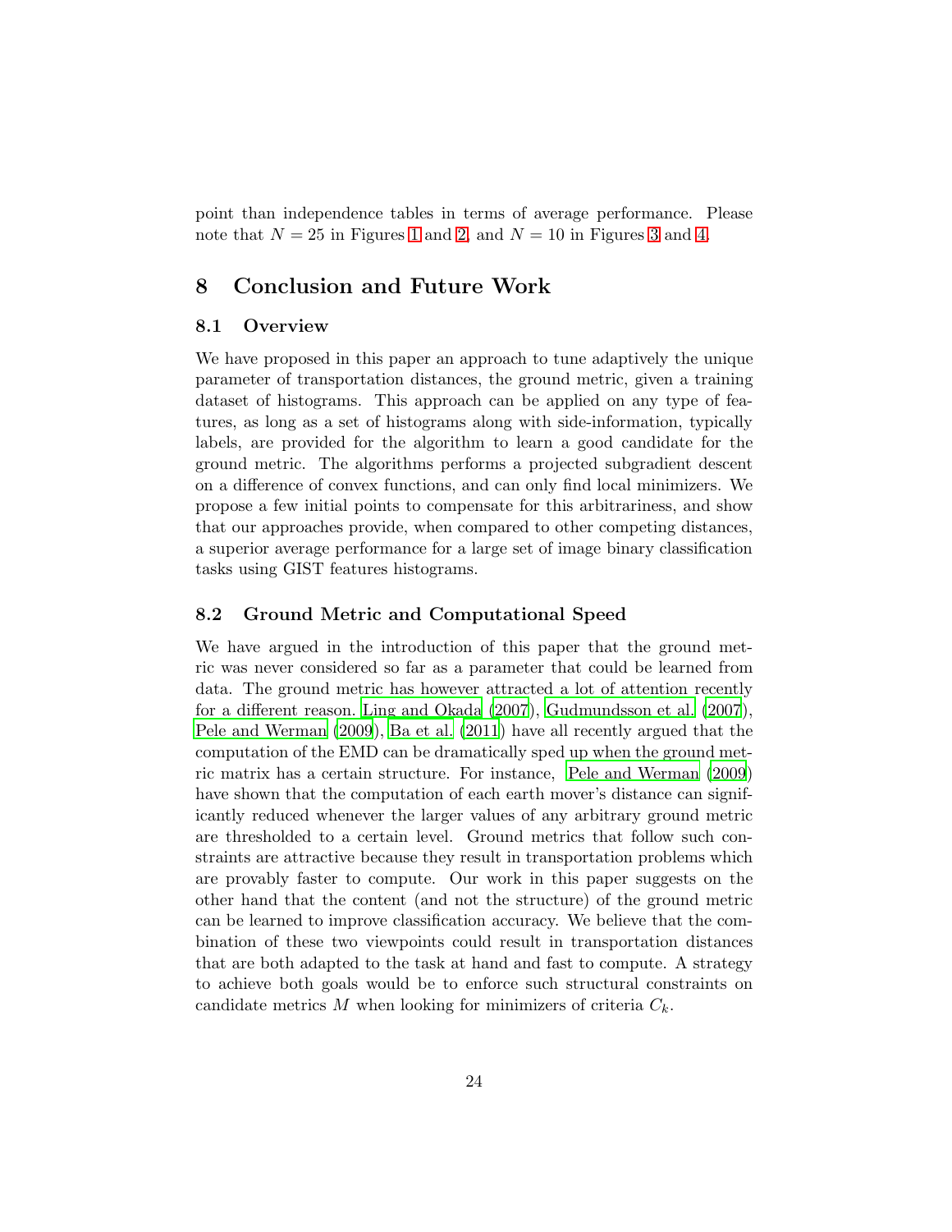point than independence tables in terms of average performance. Please note that $N = 25$ in Figures 1 and 2, and $N = 10$ in Figures 3 and 4.

# 8 Conclusion and Future Work

## 8.1 Overview

We have proposed in this paper an approach to tune adaptively the unique parameter of transportation distances, the ground metric, given a training dataset of histograms. This approach can be applied on any type of features, as long as a set of histograms along with side-information, typically labels, are provided for the algorithm to learn a good candidate for the ground metric. The algorithms performs a projected subgradient descent on a difference of convex functions, and can only find local minimizers. We propose a few initial points to compensate for this arbitrariness, and show that our approaches provide, when compared to other competing distances, a superior average performance for a large set of image binary classification tasks using GIST features histograms.

## 8.2 Ground Metric and Computational Speed

We have argued in the introduction of this paper that the ground metric was never considered so far as a parameter that could be learned from data. The ground metric has however attracted a lot of attention recently for a different reason. Ling and Okada (2007), Gudmundsson et al. (2007), Pele and Werman (2009), Ba et al. (2011) have all recently argued that the computation of the EMD can be dramatically sped up when the ground metric matrix has a certain structure. For instance, Pele and Werman (2009) have shown that the computation of each earth mover's distance can significantly reduced whenever the larger values of any arbitrary ground metric are thresholded to a certain level. Ground metrics that follow such constraints are attractive because they result in transportation problems which are provably faster to compute. Our work in this paper suggests on the other hand that the content (and not the structure) of the ground metric can be learned to improve classification accuracy. We believe that the combination of these two viewpoints could result in transportation distances that are both adapted to the task at hand and fast to compute. A strategy to achieve both goals would be to enforce such structural constraints on candidate metrics $M$ when looking for minimizers of criteria $C_k$.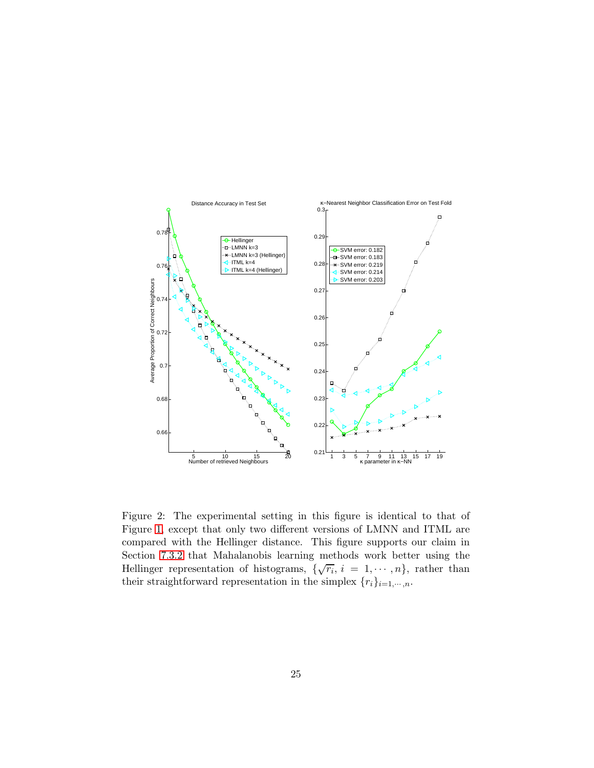Figure 2: The experimental setting in this figure is identical to that of Figure 1, except that only two different versions of LMNN and ITML are compared with the Hellinger distance. This figure supports our claim in Section 7.3.2 that Mahalanobis learning methods work better using the Hellinger representation of histograms, $\{\sqrt{r_i},\ i = 1, \cdots, n\}$, rather than their straightforward representation in the simplex $\{r_i\}_{i=1,\cdots,n}$.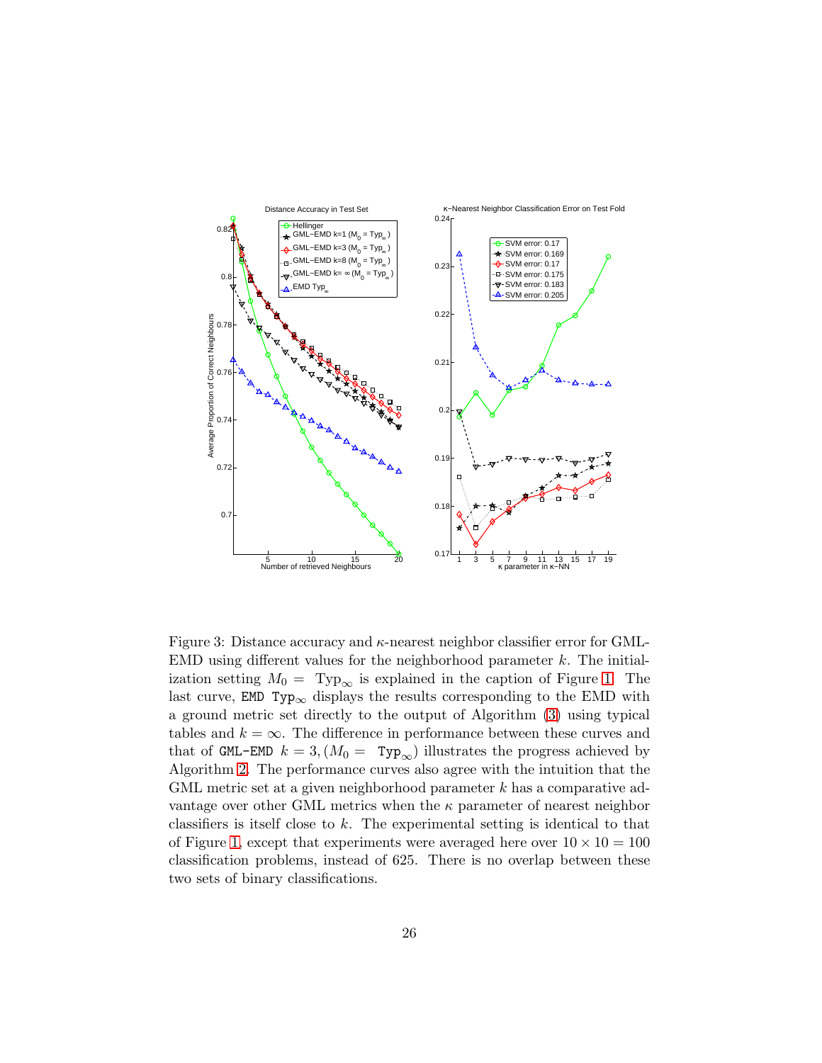Figure 3: Distance accuracy and $\kappa$-nearest neighbor classifier error for GML-EMD using different values for the neighborhood parameter $k$. The initialization setting $M_0 = \text{Typ}_\infty$ is explained in the caption of Figure 1. The last curve, `EMD Typ`$_\infty$ displays the results corresponding to the EMD with a ground metric set directly to the output of Algorithm (3) using typical tables and $k = \infty$. The difference in performance between these curves and that of `GML-EMD` $k = 3, (M_0 = \text{ Typ}_\infty)$ illustrates the progress achieved by Algorithm 2. The performance curves also agree with the intuition that the GML metric set at a given neighborhood parameter $k$ has a comparative advantage over other GML metrics when the $\kappa$ parameter of nearest neighbor classifiers is itself close to $k$. The experimental setting is identical to that of Figure 1, except that experiments were averaged here over $10 \times 10 = 100$ classification problems, instead of 625. There is no overlap between these two sets of binary classifications.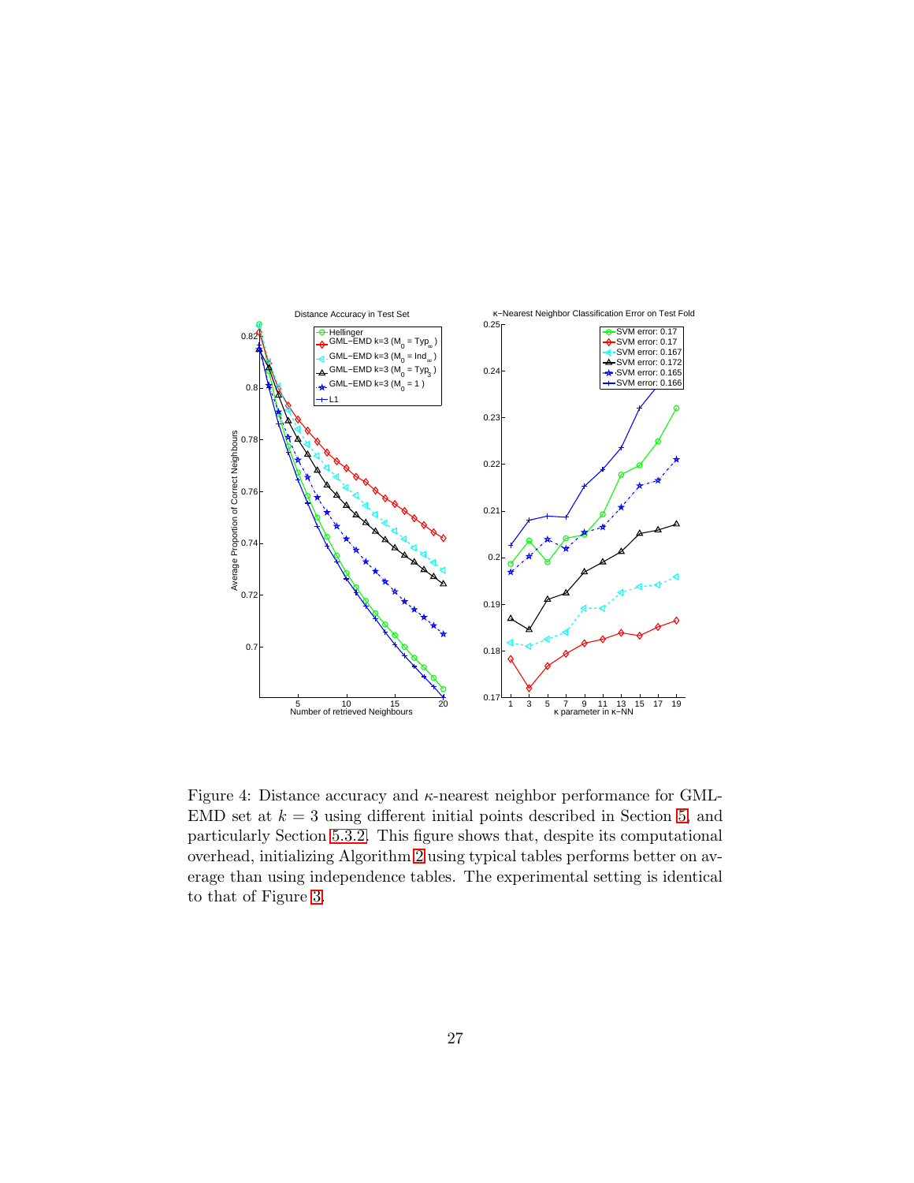Figure 4: Distance accuracy and $\kappa$-nearest neighbor performance for GML-EMD set at $k = 3$ using different initial points described in Section 5, and particularly Section 5.3.2. This figure shows that, despite its computational overhead, initializing Algorithm 2 using typical tables performs better on average than using independence tables. The experimental setting is identical to that of Figure 3.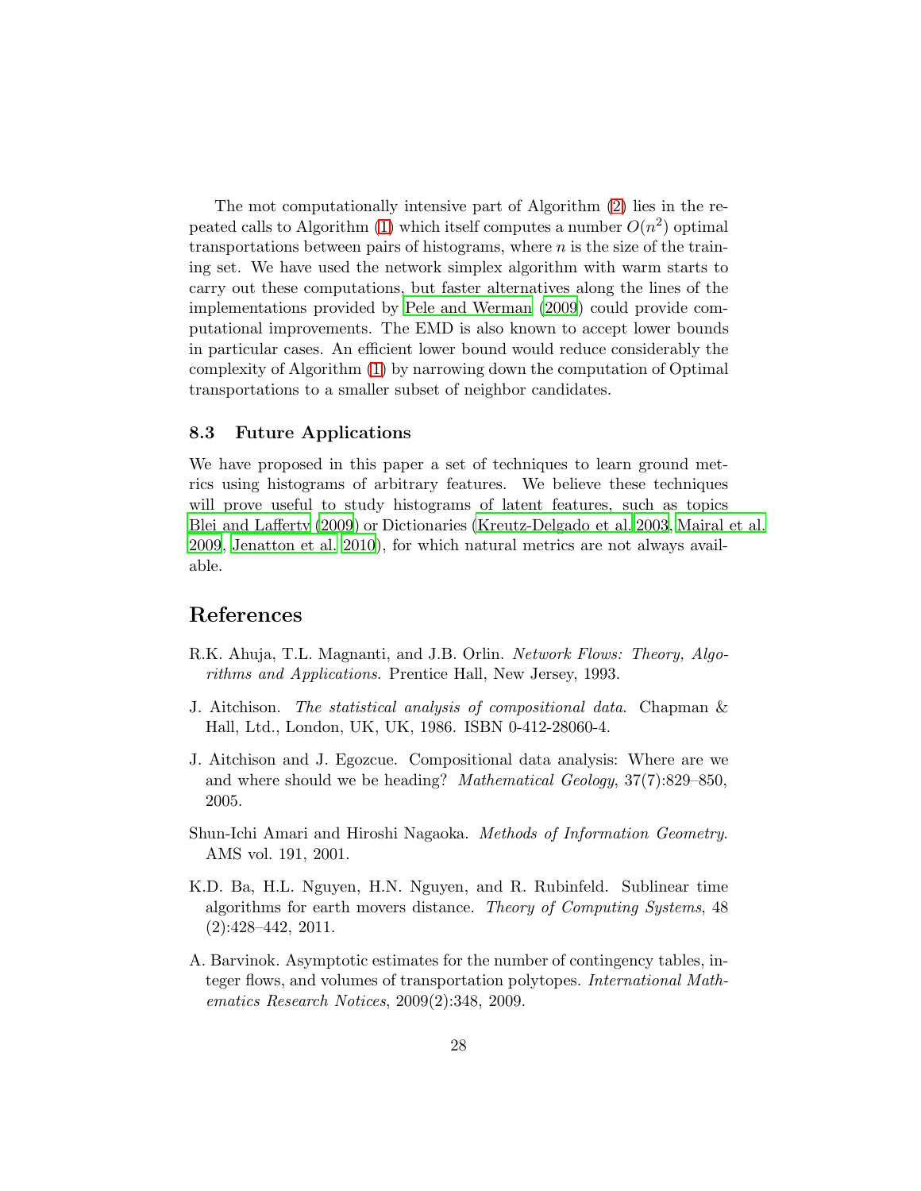The mot computationally intensive part of Algorithm (2) lies in the repeated calls to Algorithm (1) which itself computes a number $O(n^2)$ optimal transportations between pairs of histograms, where $n$ is the size of the training set. We have used the network simplex algorithm with warm starts to carry out these computations, but faster alternatives along the lines of the implementations provided by Pele and Werman (2009) could provide computational improvements. The EMD is also known to accept lower bounds in particular cases. An efficient lower bound would reduce considerably the complexity of Algorithm (1) by narrowing down the computation of Optimal transportations to a smaller subset of neighbor candidates.

### 8.3 Future Applications

We have proposed in this paper a set of techniques to learn ground metrics using histograms of arbitrary features. We believe these techniques will prove useful to study histograms of latent features, such as topics Blei and Lafferty (2009) or Dictionaries (Kreutz-Delgado et al. 2003, Mairal et al. 2009, Jenatton et al. 2010), for which natural metrics are not always available.

## References

R.K. Ahuja, T.L. Magnanti, and J.B. Orlin. *Network Flows: Theory, Algorithms and Applications*. Prentice Hall, New Jersey, 1993.

J. Aitchison. *The statistical analysis of compositional data*. Chapman & Hall, Ltd., London, UK, UK, 1986. ISBN 0-412-28060-4.

J. Aitchison and J. Egozcue. Compositional data analysis: Where are we and where should we be heading? *Mathematical Geology*, 37(7):829–850, 2005.

Shun-Ichi Amari and Hiroshi Nagaoka. *Methods of Information Geometry*. AMS vol. 191, 2001.

K.D. Ba, H.L. Nguyen, H.N. Nguyen, and R. Rubinfeld. Sublinear time algorithms for earth movers distance. *Theory of Computing Systems*, 48 (2):428–442, 2011.

A. Barvinok. Asymptotic estimates for the number of contingency tables, integer flows, and volumes of transportation polytopes. *International Mathematics Research Notices*, 2009(2):348, 2009.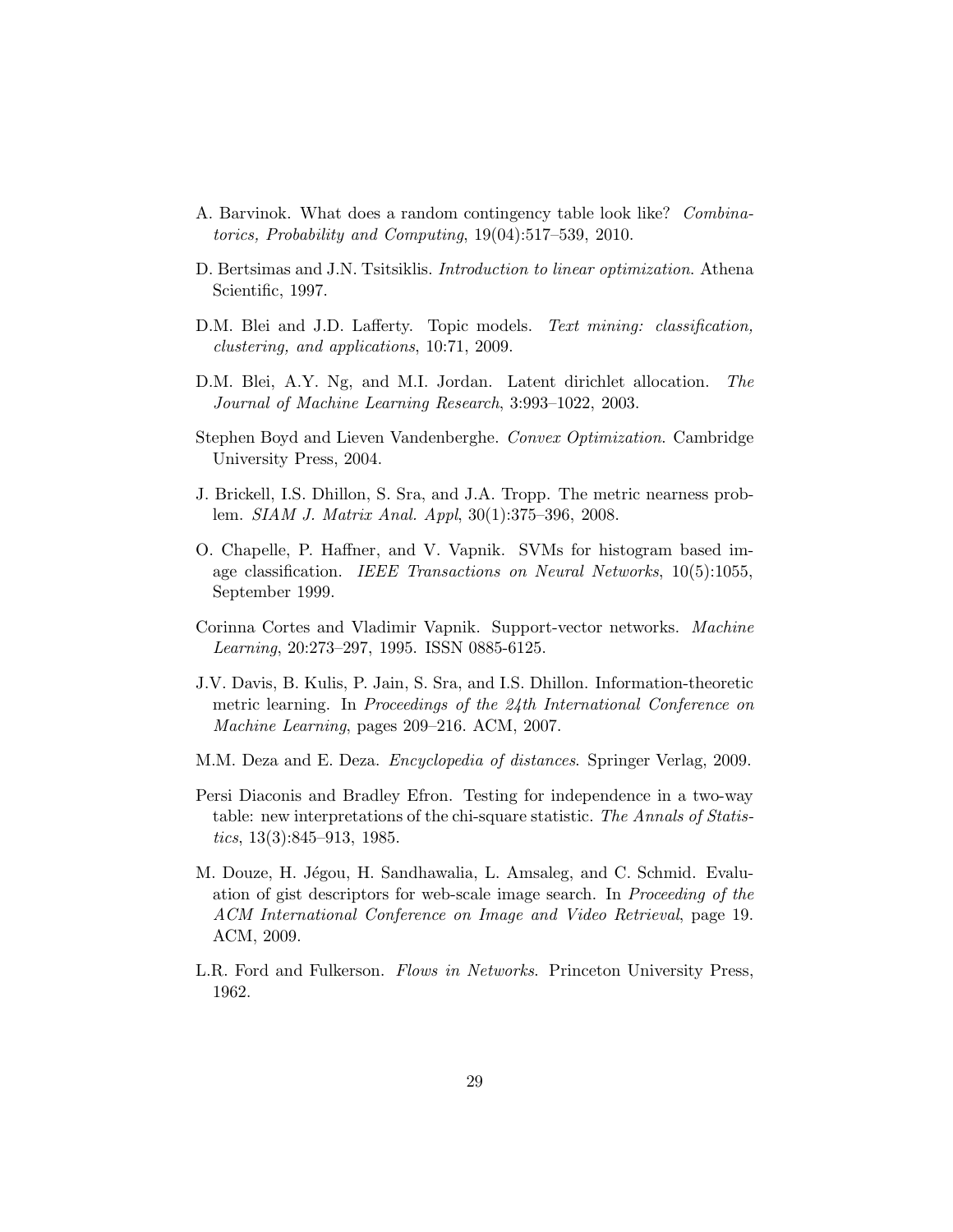A. Barvinok. What does a random contingency table look like? *Combinatorics, Probability and Computing*, 19(04):517–539, 2010.

D. Bertsimas and J.N. Tsitsiklis. *Introduction to linear optimization*. Athena Scientific, 1997.

D.M. Blei and J.D. Lafferty. Topic models. *Text mining: classification, clustering, and applications*, 10:71, 2009.

D.M. Blei, A.Y. Ng, and M.I. Jordan. Latent dirichlet allocation. *The Journal of Machine Learning Research*, 3:993–1022, 2003.

Stephen Boyd and Lieven Vandenberghe. *Convex Optimization*. Cambridge University Press, 2004.

J. Brickell, I.S. Dhillon, S. Sra, and J.A. Tropp. The metric nearness problem. *SIAM J. Matrix Anal. Appl*, 30(1):375–396, 2008.

O. Chapelle, P. Haffner, and V. Vapnik. SVMs for histogram based image classification. *IEEE Transactions on Neural Networks*, 10(5):1055, September 1999.

Corinna Cortes and Vladimir Vapnik. Support-vector networks. *Machine Learning*, 20:273–297, 1995. ISSN 0885-6125.

J.V. Davis, B. Kulis, P. Jain, S. Sra, and I.S. Dhillon. Information-theoretic metric learning. In *Proceedings of the 24th International Conference on Machine Learning*, pages 209–216. ACM, 2007.

M.M. Deza and E. Deza. *Encyclopedia of distances*. Springer Verlag, 2009.

Persi Diaconis and Bradley Efron. Testing for independence in a two-way table: new interpretations of the chi-square statistic. *The Annals of Statistics*, 13(3):845–913, 1985.

M. Douze, H. Jégou, H. Sandhawalia, L. Amsaleg, and C. Schmid. Evaluation of gist descriptors for web-scale image search. In *Proceeding of the ACM International Conference on Image and Video Retrieval*, page 19. ACM, 2009.

L.R. Ford and Fulkerson. *Flows in Networks*. Princeton University Press, 1962.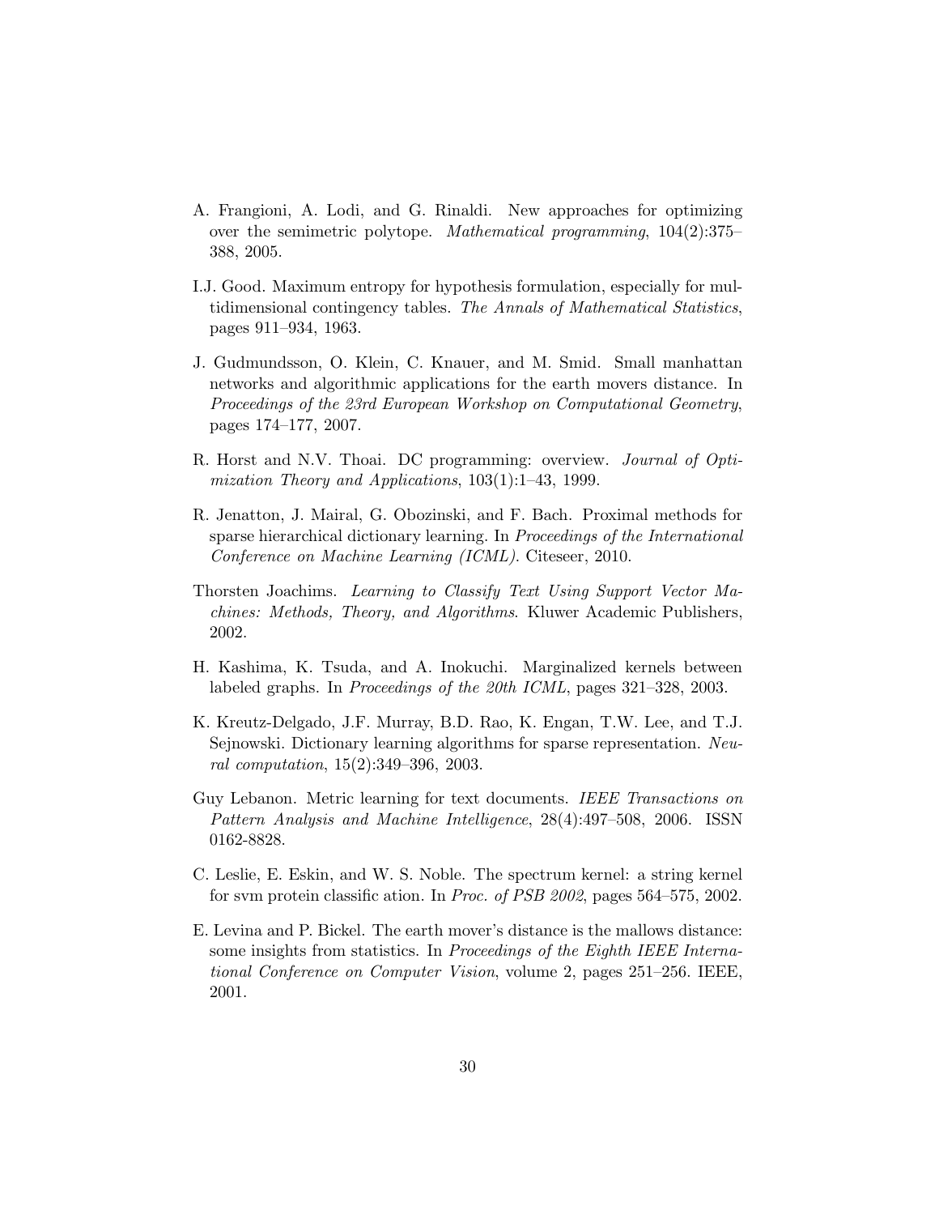A. Frangioni, A. Lodi, and G. Rinaldi. New approaches for optimizing over the semimetric polytope. *Mathematical programming*, 104(2):375–388, 2005.

I.J. Good. Maximum entropy for hypothesis formulation, especially for multidimensional contingency tables. *The Annals of Mathematical Statistics*, pages 911–934, 1963.

J. Gudmundsson, O. Klein, C. Knauer, and M. Smid. Small manhattan networks and algorithmic applications for the earth movers distance. In *Proceedings of the 23rd European Workshop on Computational Geometry*, pages 174–177, 2007.

R. Horst and N.V. Thoai. DC programming: overview. *Journal of Optimization Theory and Applications*, 103(1):1–43, 1999.

R. Jenatton, J. Mairal, G. Obozinski, and F. Bach. Proximal methods for sparse hierarchical dictionary learning. In *Proceedings of the International Conference on Machine Learning (ICML)*. Citeseer, 2010.

Thorsten Joachims. *Learning to Classify Text Using Support Vector Machines: Methods, Theory, and Algorithms*. Kluwer Academic Publishers, 2002.

H. Kashima, K. Tsuda, and A. Inokuchi. Marginalized kernels between labeled graphs. In *Proceedings of the 20th ICML*, pages 321–328, 2003.

K. Kreutz-Delgado, J.F. Murray, B.D. Rao, K. Engan, T.W. Lee, and T.J. Sejnowski. Dictionary learning algorithms for sparse representation. *Neural computation*, 15(2):349–396, 2003.

Guy Lebanon. Metric learning for text documents. *IEEE Transactions on Pattern Analysis and Machine Intelligence*, 28(4):497–508, 2006. ISSN 0162-8828.

C. Leslie, E. Eskin, and W. S. Noble. The spectrum kernel: a string kernel for svm protein classific ation. In *Proc. of PSB 2002*, pages 564–575, 2002.

E. Levina and P. Bickel. The earth mover's distance is the mallows distance: some insights from statistics. In *Proceedings of the Eighth IEEE International Conference on Computer Vision*, volume 2, pages 251–256. IEEE, 2001.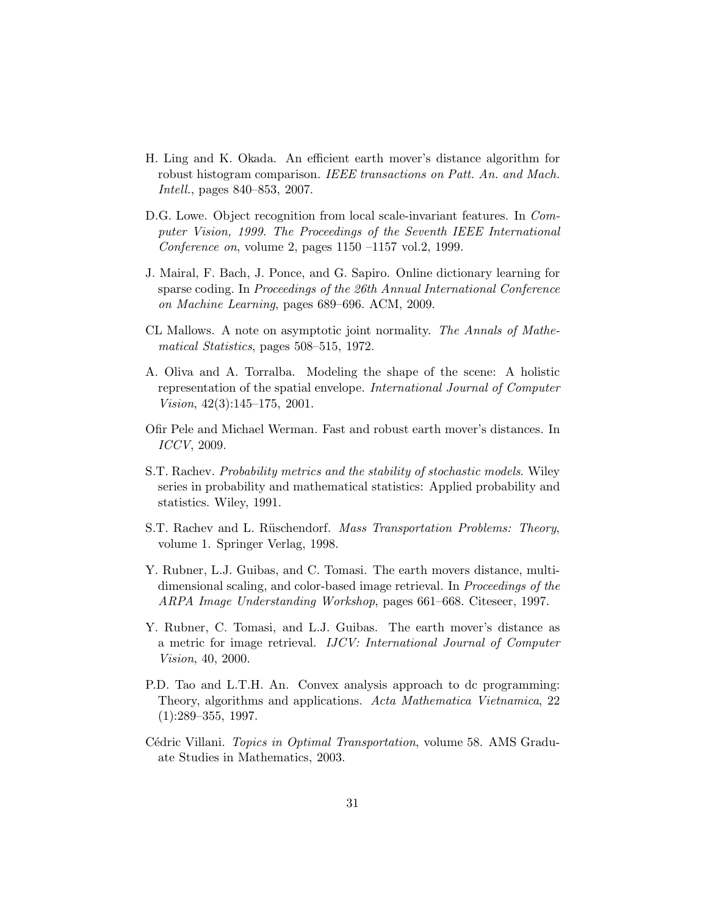H. Ling and K. Okada. An efficient earth mover's distance algorithm for robust histogram comparison. *IEEE transactions on Patt. An. and Mach. Intell.*, pages 840–853, 2007.

D.G. Lowe. Object recognition from local scale-invariant features. In *Computer Vision, 1999. The Proceedings of the Seventh IEEE International Conference on*, volume 2, pages 1150 –1157 vol.2, 1999.

J. Mairal, F. Bach, J. Ponce, and G. Sapiro. Online dictionary learning for sparse coding. In *Proceedings of the 26th Annual International Conference on Machine Learning*, pages 689–696. ACM, 2009.

CL Mallows. A note on asymptotic joint normality. *The Annals of Mathematical Statistics*, pages 508–515, 1972.

A. Oliva and A. Torralba. Modeling the shape of the scene: A holistic representation of the spatial envelope. *International Journal of Computer Vision*, 42(3):145–175, 2001.

Ofir Pele and Michael Werman. Fast and robust earth mover's distances. In *ICCV*, 2009.

S.T. Rachev. *Probability metrics and the stability of stochastic models*. Wiley series in probability and mathematical statistics: Applied probability and statistics. Wiley, 1991.

S.T. Rachev and L. Rüschendorf. *Mass Transportation Problems: Theory*, volume 1. Springer Verlag, 1998.

Y. Rubner, L.J. Guibas, and C. Tomasi. The earth movers distance, multi-dimensional scaling, and color-based image retrieval. In *Proceedings of the ARPA Image Understanding Workshop*, pages 661–668. Citeseer, 1997.

Y. Rubner, C. Tomasi, and L.J. Guibas. The earth mover's distance as a metric for image retrieval. *IJCV: International Journal of Computer Vision*, 40, 2000.

P.D. Tao and L.T.H. An. Convex analysis approach to dc programming: Theory, algorithms and applications. *Acta Mathematica Vietnamica*, 22 (1):289–355, 1997.

Cédric Villani. *Topics in Optimal Transportation*, volume 58. AMS Graduate Studies in Mathematics, 2003.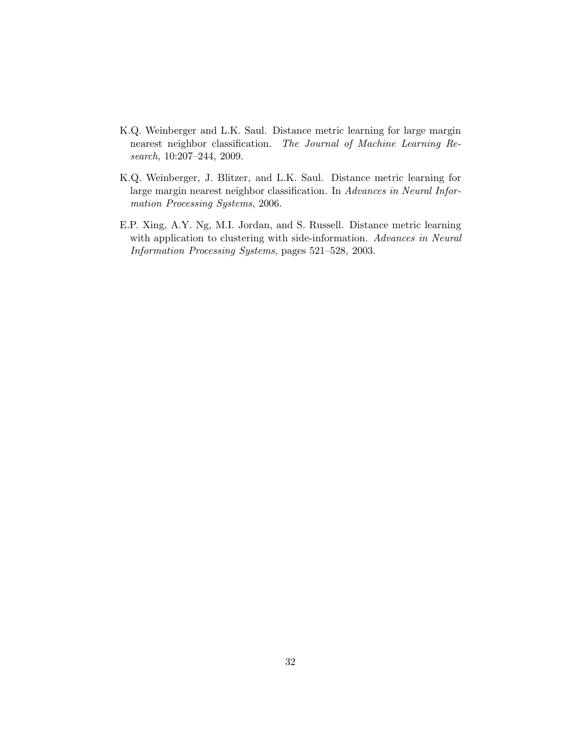K.Q. Weinberger and L.K. Saul. Distance metric learning for large margin nearest neighbor classification. *The Journal of Machine Learning Research*, 10:207–244, 2009.

K.Q. Weinberger, J. Blitzer, and L.K. Saul. Distance metric learning for large margin nearest neighbor classification. In *Advances in Neural Information Processing Systems*, 2006.

E.P. Xing, A.Y. Ng, M.I. Jordan, and S. Russell. Distance metric learning with application to clustering with side-information. *Advances in Neural Information Processing Systems*, pages 521–528, 2003.